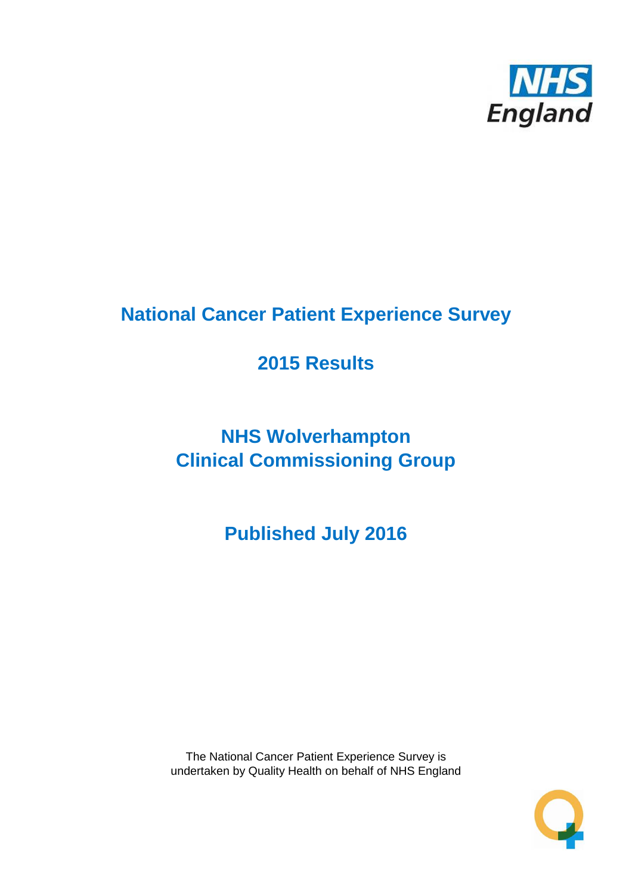# National Cancer Patient Experience Survey

## 2015 Results

## NHS Wolverhampton Clinical Commissioning Group

## Published July 2016

The National Cancer Patient Experience Survey is undertaken by Quality Health on behalf of NHS England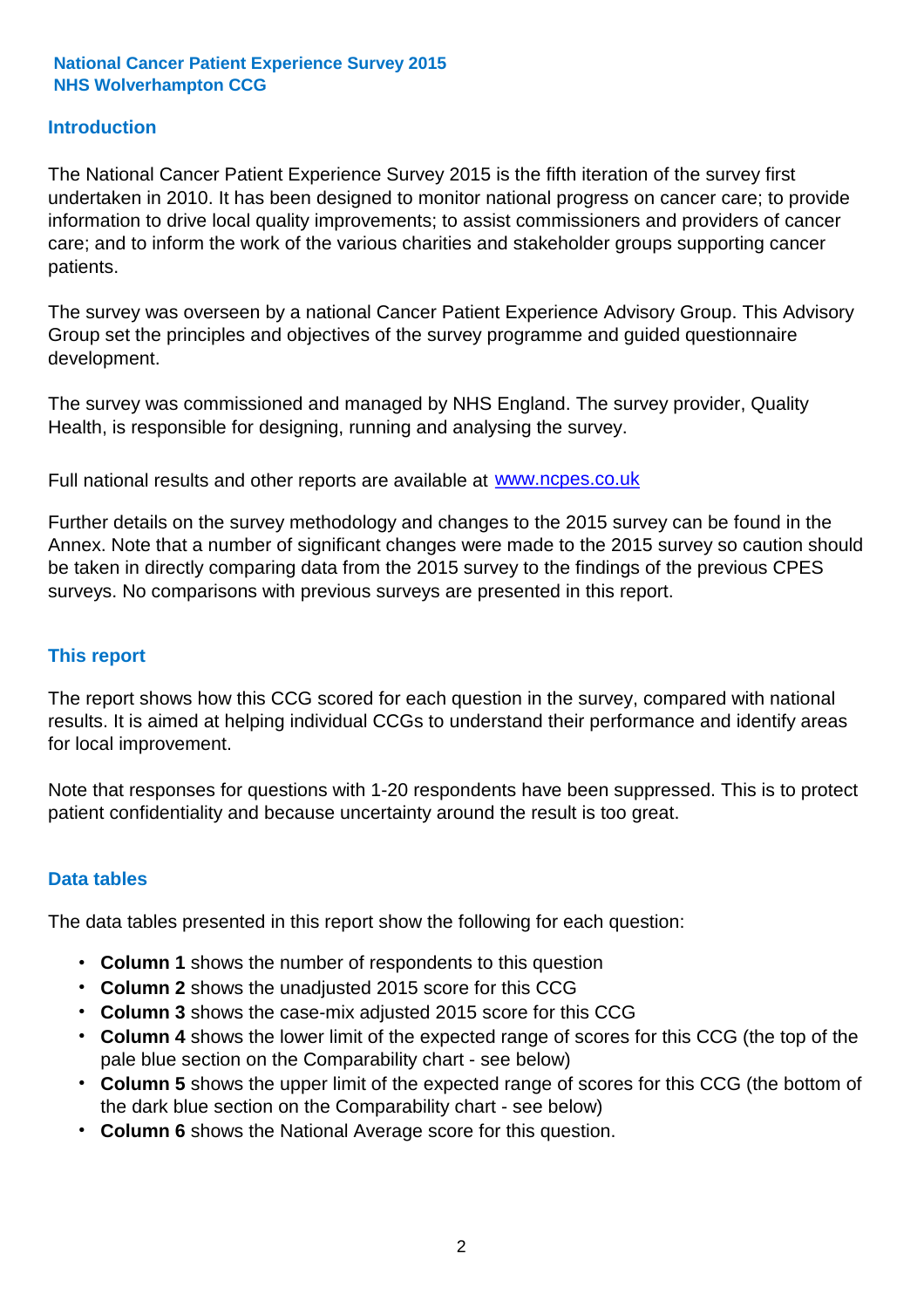**National Cancer Patient Experience Survey 2015**
**NHS Wolverhampton CCG**

## Introduction

The National Cancer Patient Experience Survey 2015 is the fifth iteration of the survey first undertaken in 2010. It has been designed to monitor national progress on cancer care; to provide information to drive local quality improvements; to assist commissioners and providers of cancer care; and to inform the work of the various charities and stakeholder groups supporting cancer patients.

The survey was overseen by a national Cancer Patient Experience Advisory Group. This Advisory Group set the principles and objectives of the survey programme and guided questionnaire development.

The survey was commissioned and managed by NHS England. The survey provider, Quality Health, is responsible for designing, running and analysing the survey.

Full national results and other reports are available at [www.ncpes.co.uk](http://www.ncpes.co.uk)

Further details on the survey methodology and changes to the 2015 survey can be found in the Annex. Note that a number of significant changes were made to the 2015 survey so caution should be taken in directly comparing data from the 2015 survey to the findings of the previous CPES surveys. No comparisons with previous surveys are presented in this report.

## This report

The report shows how this CCG scored for each question in the survey, compared with national results. It is aimed at helping individual CCGs to understand their performance and identify areas for local improvement.

Note that responses for questions with 1-20 respondents have been suppressed. This is to protect patient confidentiality and because uncertainty around the result is too great.

## Data tables

The data tables presented in this report show the following for each question:

- **Column 1** shows the number of respondents to this question
- **Column 2** shows the unadjusted 2015 score for this CCG
- **Column 3** shows the case-mix adjusted 2015 score for this CCG
- **Column 4** shows the lower limit of the expected range of scores for this CCG (the top of the pale blue section on the Comparability chart - see below)
- **Column 5** shows the upper limit of the expected range of scores for this CCG (the bottom of the dark blue section on the Comparability chart - see below)
- **Column 6** shows the National Average score for this question.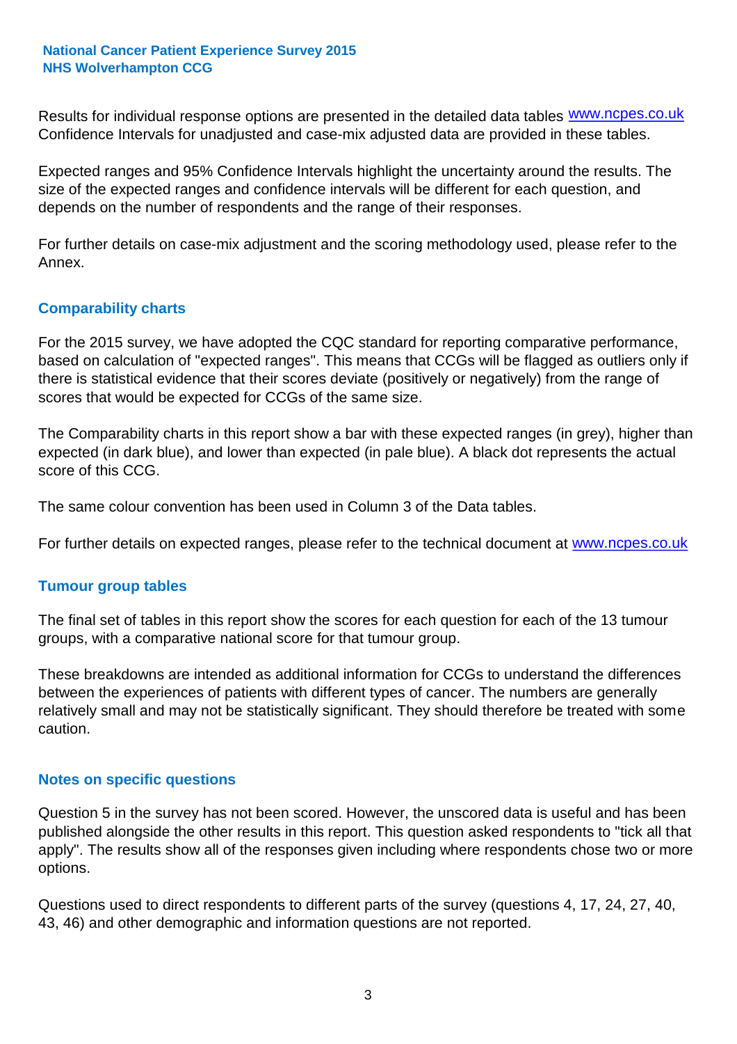Results for individual response options are presented in the detailed data tables www.ncpes.co.uk Confidence Intervals for unadjusted and case-mix adjusted data are provided in these tables.

Expected ranges and 95% Confidence Intervals highlight the uncertainty around the results. The size of the expected ranges and confidence intervals will be different for each question, and depends on the number of respondents and the range of their responses.

For further details on case-mix adjustment and the scoring methodology used, please refer to the Annex.

## Comparability charts

For the 2015 survey, we have adopted the CQC standard for reporting comparative performance, based on calculation of "expected ranges". This means that CCGs will be flagged as outliers only if there is statistical evidence that their scores deviate (positively or negatively) from the range of scores that would be expected for CCGs of the same size.

The Comparability charts in this report show a bar with these expected ranges (in grey), higher than expected (in dark blue), and lower than expected (in pale blue). A black dot represents the actual score of this CCG.

The same colour convention has been used in Column 3 of the Data tables.

For further details on expected ranges, please refer to the technical document at www.ncpes.co.uk

## Tumour group tables

The final set of tables in this report show the scores for each question for each of the 13 tumour groups, with a comparative national score for that tumour group.

These breakdowns are intended as additional information for CCGs to understand the differences between the experiences of patients with different types of cancer. The numbers are generally relatively small and may not be statistically significant. They should therefore be treated with some caution.

## Notes on specific questions

Question 5 in the survey has not been scored. However, the unscored data is useful and has been published alongside the other results in this report. This question asked respondents to "tick all that apply". The results show all of the responses given including where respondents chose two or more options.

Questions used to direct respondents to different parts of the survey (questions 4, 17, 24, 27, 40, 43, 46) and other demographic and information questions are not reported.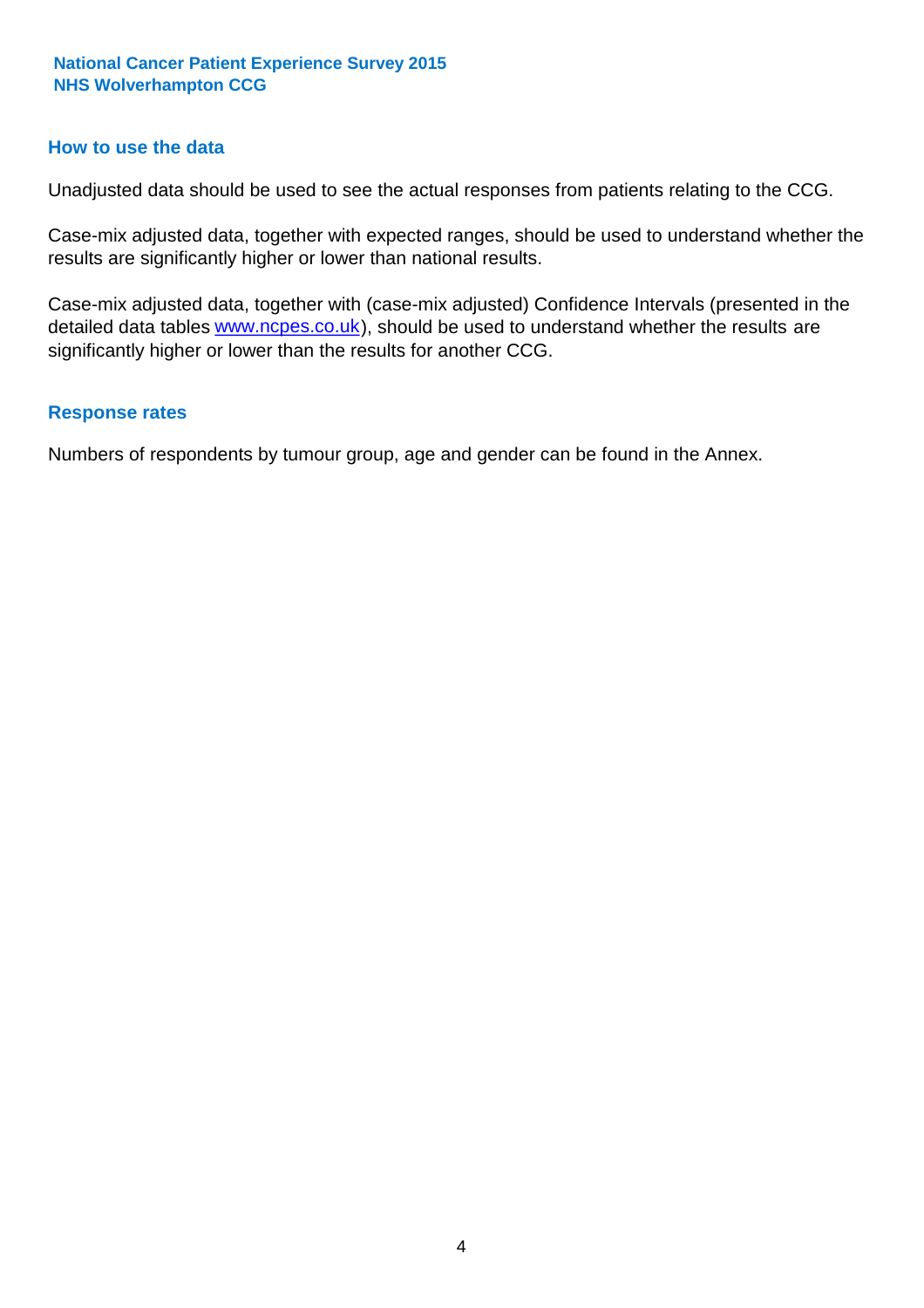## How to use the data

Unadjusted data should be used to see the actual responses from patients relating to the CCG.

Case-mix adjusted data, together with expected ranges, should be used to understand whether the results are significantly higher or lower than national results.

Case-mix adjusted data, together with (case-mix adjusted) Confidence Intervals (presented in the detailed data tables www.ncpes.co.uk), should be used to understand whether the results are significantly higher or lower than the results for another CCG.

## Response rates

Numbers of respondents by tumour group, age and gender can be found in the Annex.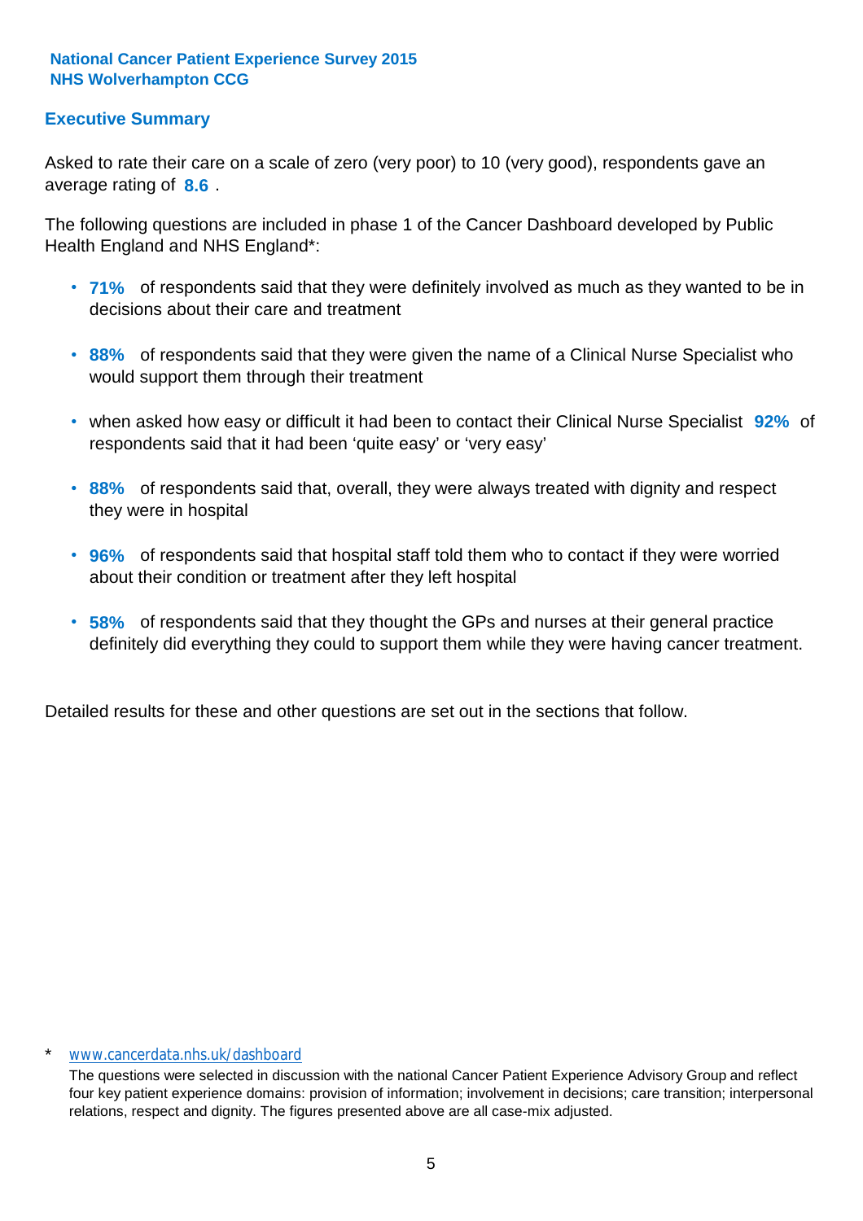**National Cancer Patient Experience Survey 2015**
**NHS Wolverhampton CCG**

## Executive Summary

Asked to rate their care on a scale of zero (very poor) to 10 (very good), respondents gave an average rating of **8.6** .

The following questions are included in phase 1 of the Cancer Dashboard developed by Public Health England and NHS England*:

- **71%** of respondents said that they were definitely involved as much as they wanted to be in decisions about their care and treatment
- **88%** of respondents said that they were given the name of a Clinical Nurse Specialist who would support them through their treatment
- when asked how easy or difficult it had been to contact their Clinical Nurse Specialist **92%** of respondents said that it had been 'quite easy' or 'very easy'
- **88%** of respondents said that, overall, they were always treated with dignity and respect they were in hospital
- **96%** of respondents said that hospital staff told them who to contact if they were worried about their condition or treatment after they left hospital
- **58%** of respondents said that they thought the GPs and nurses at their general practice definitely did everything they could to support them while they were having cancer treatment.

Detailed results for these and other questions are set out in the sections that follow.

\* www.cancerdata.nhs.uk/dashboard

The questions were selected in discussion with the national Cancer Patient Experience Advisory Group and reflect four key patient experience domains: provision of information; involvement in decisions; care transition; interpersonal relations, respect and dignity. The figures presented above are all case-mix adjusted.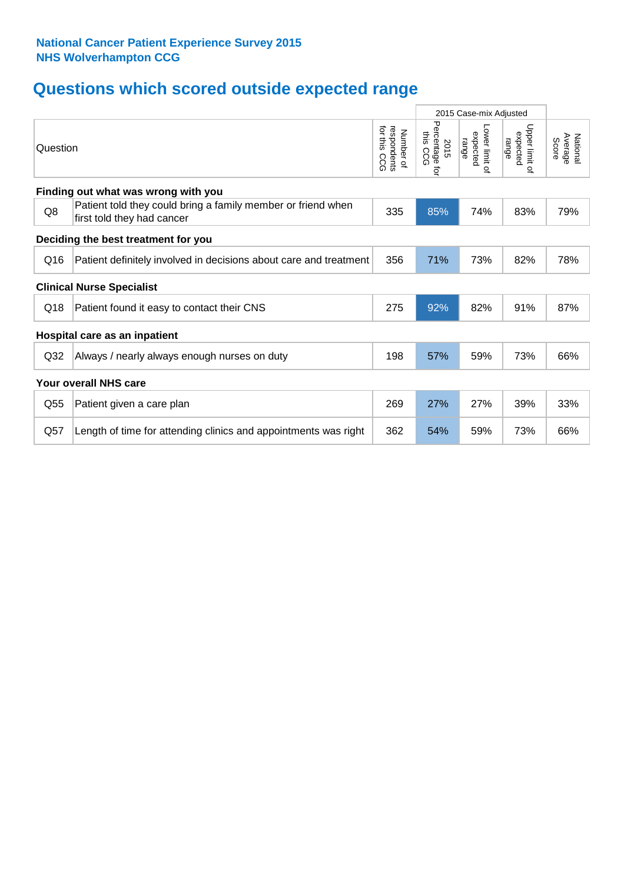**National Cancer Patient Experience Survey 2015**
**NHS Wolverhampton CCG**

# Questions which scored outside expected range

| | Question | Number of respondents for this CCG | 2015 Case-mix Adjusted | | | National Average Score |
|---|---|---|---|---|---|---|
| | | | 2015 Percentage for this CCG | Lower limit of expected range | Upper limit of expected range | |
| **Finding out what was wrong with you** | | | | | | |
| Q8 | Patient told they could bring a family member or friend when first told they had cancer | 335 | 85% | 74% | 83% | 79% |
| **Deciding the best treatment for you** | | | | | | |
| Q16 | Patient definitely involved in decisions about care and treatment | 356 | 71% | 73% | 82% | 78% |
| **Clinical Nurse Specialist** | | | | | | |
| Q18 | Patient found it easy to contact their CNS | 275 | 92% | 82% | 91% | 87% |
| **Hospital care as an inpatient** | | | | | | |
| Q32 | Always / nearly always enough nurses on duty | 198 | 57% | 59% | 73% | 66% |
| **Your overall NHS care** | | | | | | |
| Q55 | Patient given a care plan | 269 | 27% | 27% | 39% | 33% |
| Q57 | Length of time for attending clinics and appointments was right | 362 | 54% | 59% | 73% | 66% |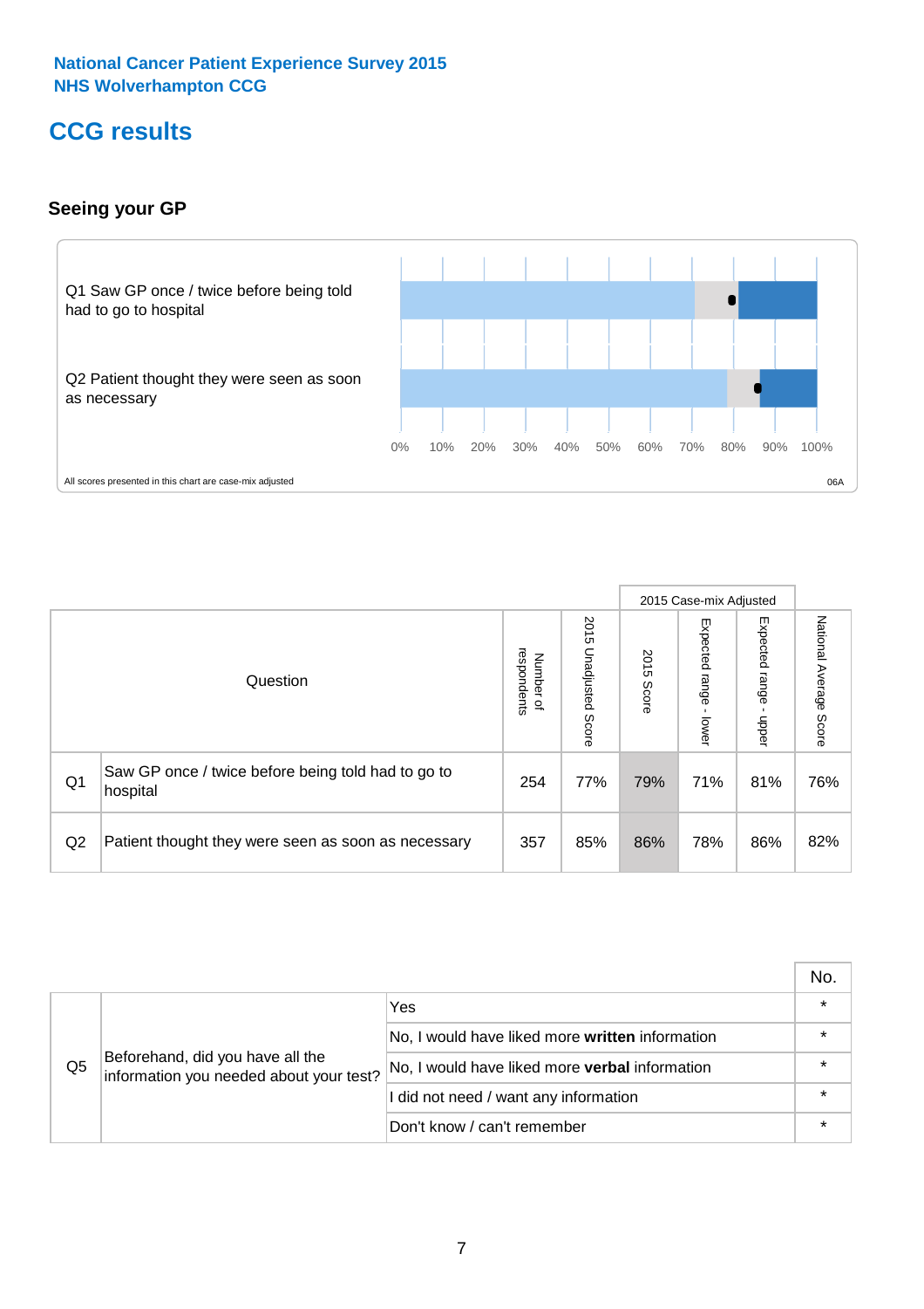National Cancer Patient Experience Survey 2015
NHS Wolverhampton CCG

# CCG results

## Seeing your GP

Q1 Saw GP once / twice before being told had to go to hospital

Q2 Patient thought they were seen as soon as necessary

0% 10% 20% 30% 40% 50% 60% 70% 80% 90% 100%

All scores presented in this chart are case-mix adjusted

06A

| | Question | Number of respondents | 2015 Unadjusted Score | 2015 Case-mix Adjusted: 2015 Score | 2015 Case-mix Adjusted: Expected range - lower | 2015 Case-mix Adjusted: Expected range - upper | National Average Score |
|---|---|---|---|---|---|---|---|
| Q1 | Saw GP once / twice before being told had to go to hospital | 254 | 77% | 79% | 71% | 81% | 76% |
| Q2 | Patient thought they were seen as soon as necessary | 357 | 85% | 86% | 78% | 86% | 82% |

| | | | No. |
|---|---|---|---|
| Q5 | Beforehand, did you have all the information you needed about your test? | Yes | * |
| | | No, I would have liked more **written** information | * |
| | | No, I would have liked more **verbal** information | * |
| | | I did not need / want any information | * |
| | | Don't know / can't remember | * |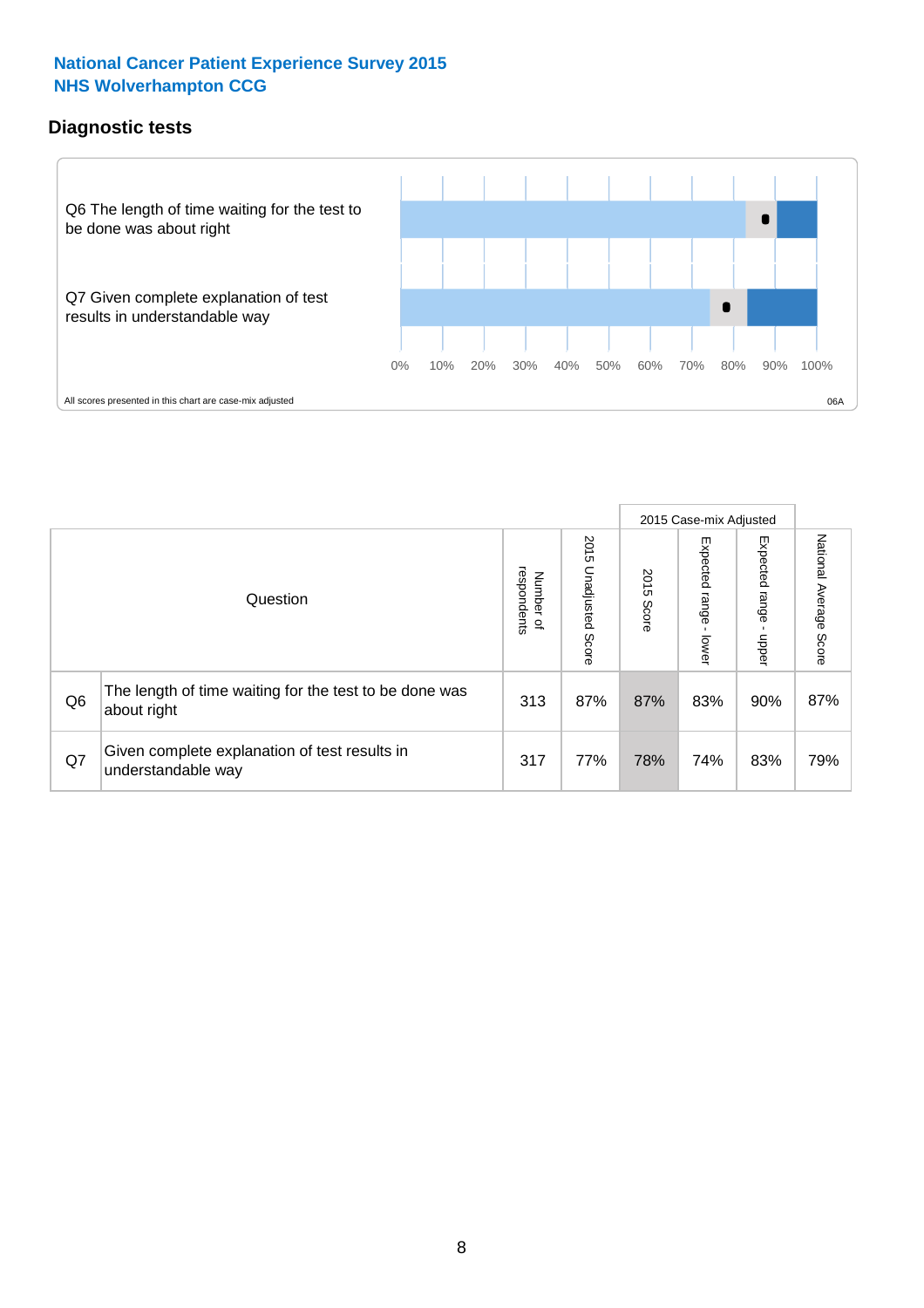**National Cancer Patient Experience Survey 2015**
**NHS Wolverhampton CCG**

## Diagnostic tests

Q6 The length of time waiting for the test to be done was about right

Q7 Given complete explanation of test results in understandable way

0% 10% 20% 30% 40% 50% 60% 70% 80% 90% 100%

All scores presented in this chart are case-mix adjusted

06A

| Question | | Number of respondents | 2015 Unadjusted Score | 2015 Case-mix Adjusted 2015 Score | 2015 Case-mix Adjusted Expected range - lower | 2015 Case-mix Adjusted Expected range - upper | National Average Score |
|---|---|---|---|---|---|---|---|
| Q6 | The length of time waiting for the test to be done was about right | 313 | 87% | 87% | 83% | 90% | 87% |
| Q7 | Given complete explanation of test results in understandable way | 317 | 77% | 78% | 74% | 83% | 79% |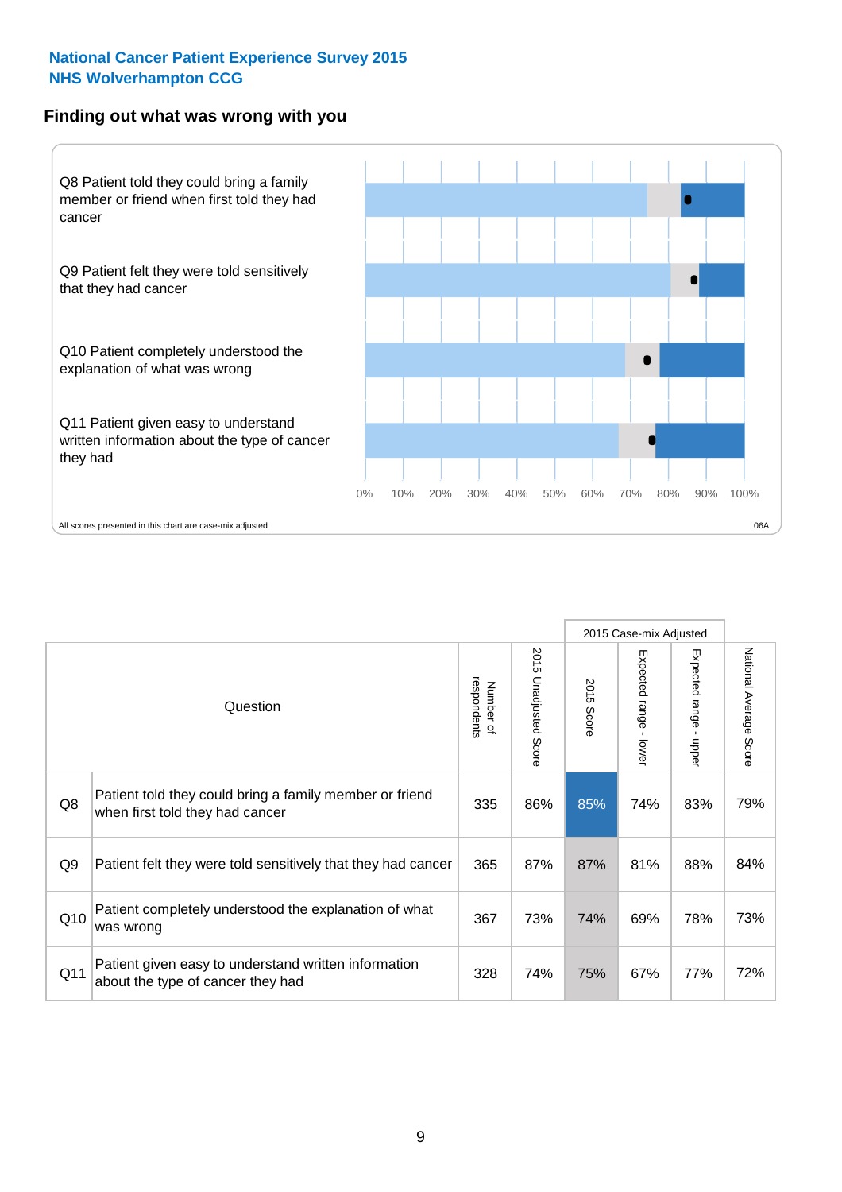**National Cancer Patient Experience Survey 2015**
**NHS Wolverhampton CCG**

## Finding out what was wrong with you

Q8 Patient told they could bring a family member or friend when first told they had cancer

Q9 Patient felt they were told sensitively that they had cancer

Q10 Patient completely understood the explanation of what was wrong

Q11 Patient given easy to understand written information about the type of cancer they had

0% 10% 20% 30% 40% 50% 60% 70% 80% 90% 100%

All scores presented in this chart are case-mix adjusted

06A

| | Question | Number of respondents | 2015 Unadjusted Score | 2015 Case-mix Adjusted: 2015 Score | 2015 Case-mix Adjusted: Expected range - lower | 2015 Case-mix Adjusted: Expected range - upper | National Average Score |
|---|---|---|---|---|---|---|---|
| Q8 | Patient told they could bring a family member or friend when first told they had cancer | 335 | 86% | 85% | 74% | 83% | 79% |
| Q9 | Patient felt they were told sensitively that they had cancer | 365 | 87% | 87% | 81% | 88% | 84% |
| Q10 | Patient completely understood the explanation of what was wrong | 367 | 73% | 74% | 69% | 78% | 73% |
| Q11 | Patient given easy to understand written information about the type of cancer they had | 328 | 74% | 75% | 67% | 77% | 72% |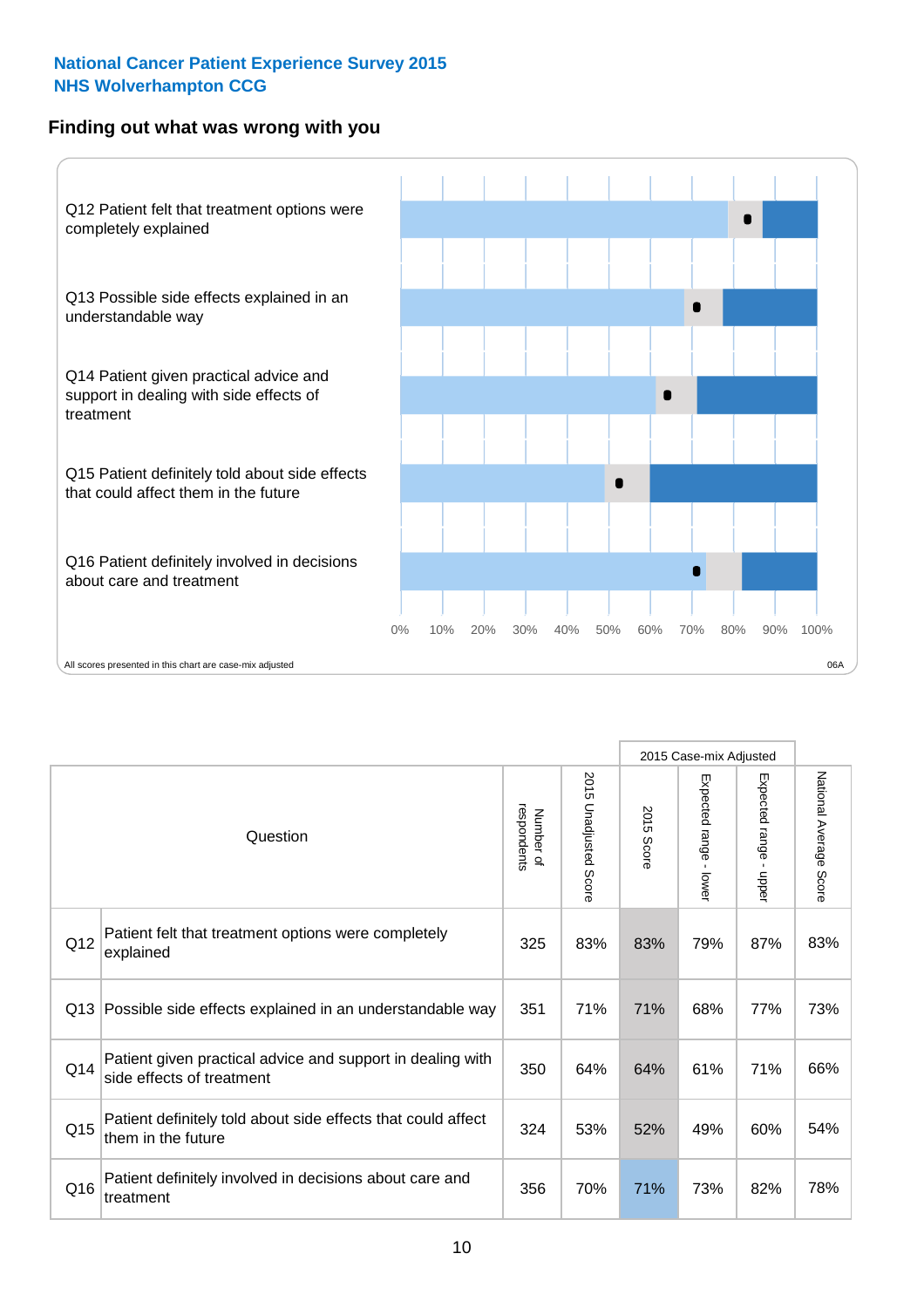**National Cancer Patient Experience Survey 2015**
**NHS Wolverhampton CCG**

## Finding out what was wrong with you

Q12 Patient felt that treatment options were completely explained

Q13 Possible side effects explained in an understandable way

Q14 Patient given practical advice and support in dealing with side effects of treatment

Q15 Patient definitely told about side effects that could affect them in the future

Q16 Patient definitely involved in decisions about care and treatment

0% 10% 20% 30% 40% 50% 60% 70% 80% 90% 100%

All scores presented in this chart are case-mix adjusted

06A

| | Question | Number of respondents | 2015 Unadjusted Score | 2015 Case-mix Adjusted | | | National Average Score |
|---|---|---|---|---|---|---|---|
| | | | | 2015 Score | Expected range - lower | Expected range - upper | |
| Q12 | Patient felt that treatment options were completely explained | 325 | 83% | 83% | 79% | 87% | 83% |
| Q13 | Possible side effects explained in an understandable way | 351 | 71% | 71% | 68% | 77% | 73% |
| Q14 | Patient given practical advice and support in dealing with side effects of treatment | 350 | 64% | 64% | 61% | 71% | 66% |
| Q15 | Patient definitely told about side effects that could affect them in the future | 324 | 53% | 52% | 49% | 60% | 54% |
| Q16 | Patient definitely involved in decisions about care and treatment | 356 | 70% | 71% | 73% | 82% | 78% |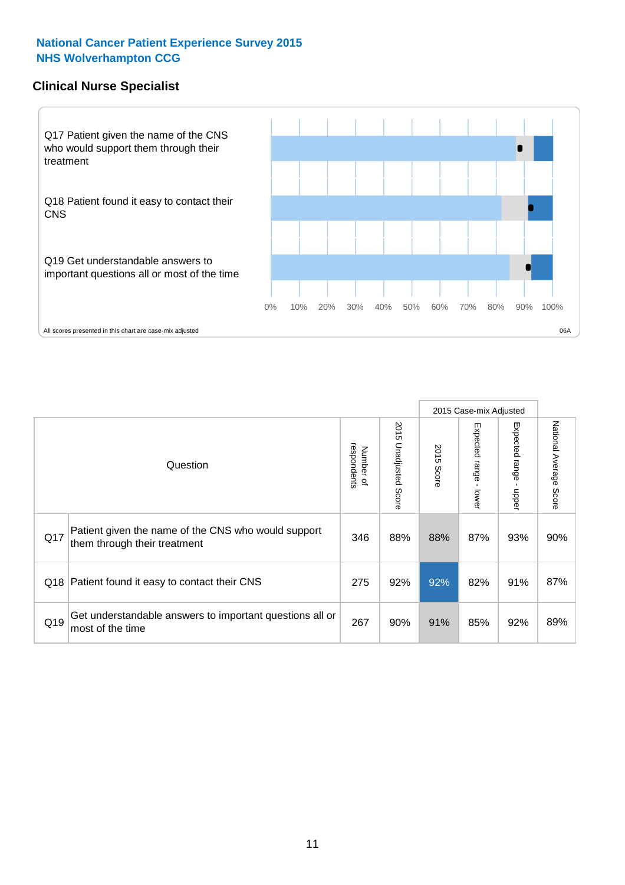**National Cancer Patient Experience Survey 2015**
**NHS Wolverhampton CCG**

## Clinical Nurse Specialist

Q17 Patient given the name of the CNS who would support them through their treatment

Q18 Patient found it easy to contact their CNS

Q19 Get understandable answers to important questions all or most of the time

0% 10% 20% 30% 40% 50% 60% 70% 80% 90% 100%

All scores presented in this chart are case-mix adjusted

06A

| Question | | Number of respondents | 2015 Unadjusted Score | 2015 Case-mix Adjusted | | | National Average Score |
|---|---|---|---|---|---|---|---|
| | | | | 2015 Score | Expected range - lower | Expected range - upper | |
| Q17 | Patient given the name of the CNS who would support them through their treatment | 346 | 88% | 88% | 87% | 93% | 90% |
| Q18 | Patient found it easy to contact their CNS | 275 | 92% | 92% | 82% | 91% | 87% |
| Q19 | Get understandable answers to important questions all or most of the time | 267 | 90% | 91% | 85% | 92% | 89% |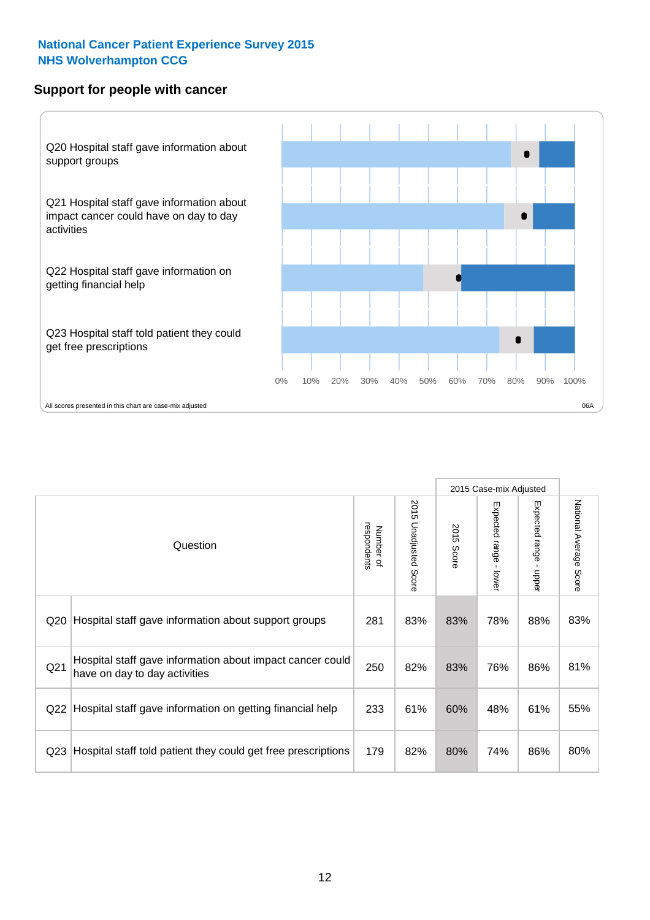National Cancer Patient Experience Survey 2015
NHS Wolverhampton CCG

## Support for people with cancer

Q20 Hospital staff gave information about support groups

Q21 Hospital staff gave information about impact cancer could have on day to day activities

Q22 Hospital staff gave information on getting financial help

Q23 Hospital staff told patient they could get free prescriptions

0% 10% 20% 30% 40% 50% 60% 70% 80% 90% 100%

All scores presented in this chart are case-mix adjusted

06A

| | Question | Number of respondents | 2015 Unadjusted Score | 2015 Case-mix Adjusted | | | National Average Score |
|---|---|---|---|---|---|---|---|
| | | | | 2015 Score | Expected range - lower | Expected range - upper | |
| Q20 | Hospital staff gave information about support groups | 281 | 83% | 83% | 78% | 88% | 83% |
| Q21 | Hospital staff gave information about impact cancer could have on day to day activities | 250 | 82% | 83% | 76% | 86% | 81% |
| Q22 | Hospital staff gave information on getting financial help | 233 | 61% | 60% | 48% | 61% | 55% |
| Q23 | Hospital staff told patient they could get free prescriptions | 179 | 82% | 80% | 74% | 86% | 80% |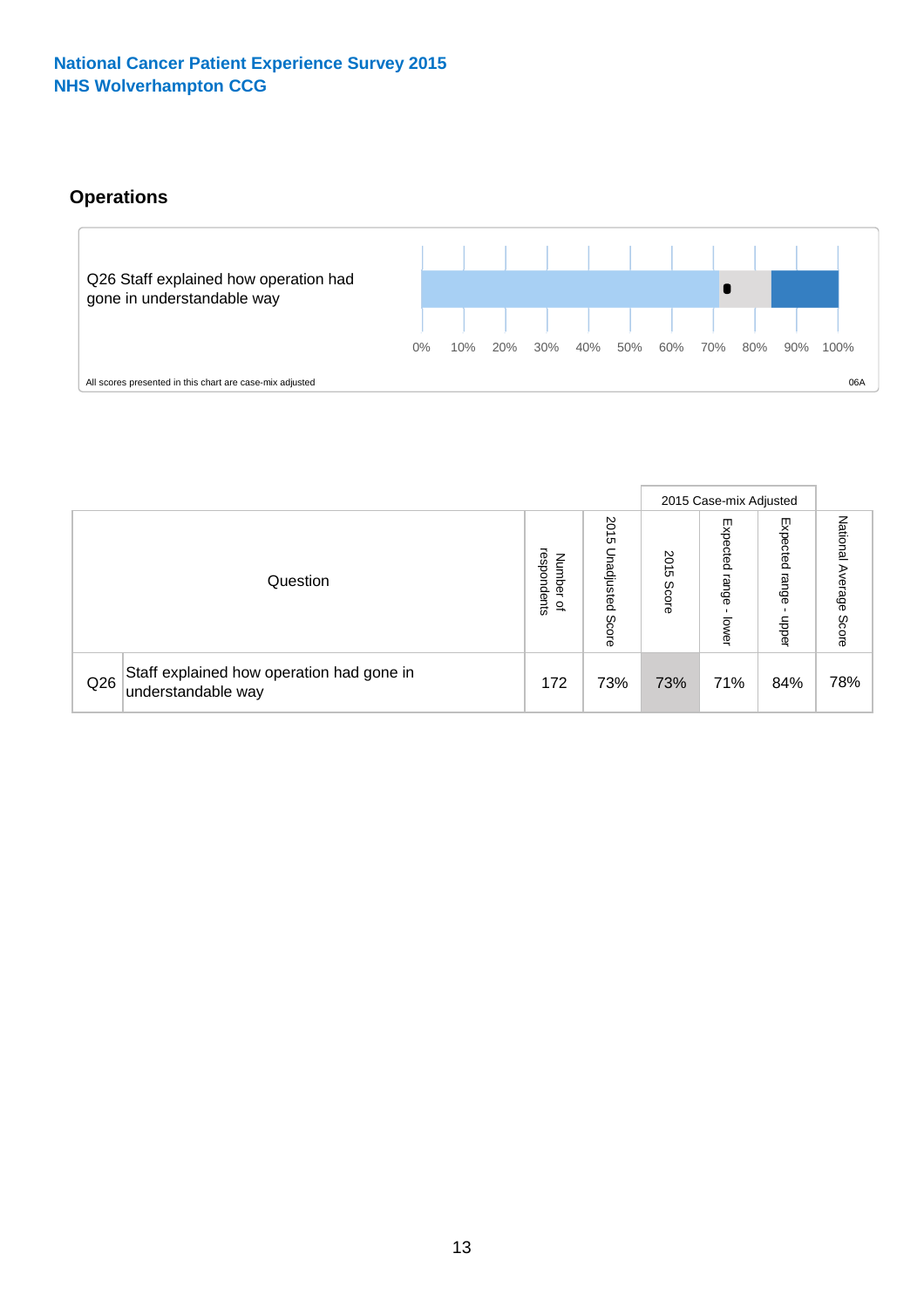National Cancer Patient Experience Survey 2015
NHS Wolverhampton CCG

## Operations

Q26 Staff explained how operation had gone in understandable way

0% 10% 20% 30% 40% 50% 60% 70% 80% 90% 100%

All scores presented in this chart are case-mix adjusted

06A

| Question | | Number of respondents | 2015 Unadjusted Score | 2015 Case-mix Adjusted | | | National Average Score |
|---|---|---|---|---|---|---|---|
| | | | | 2015 Score | Expected range - lower | Expected range - upper | |
| Q26 | Staff explained how operation had gone in understandable way | 172 | 73% | 73% | 71% | 84% | 78% |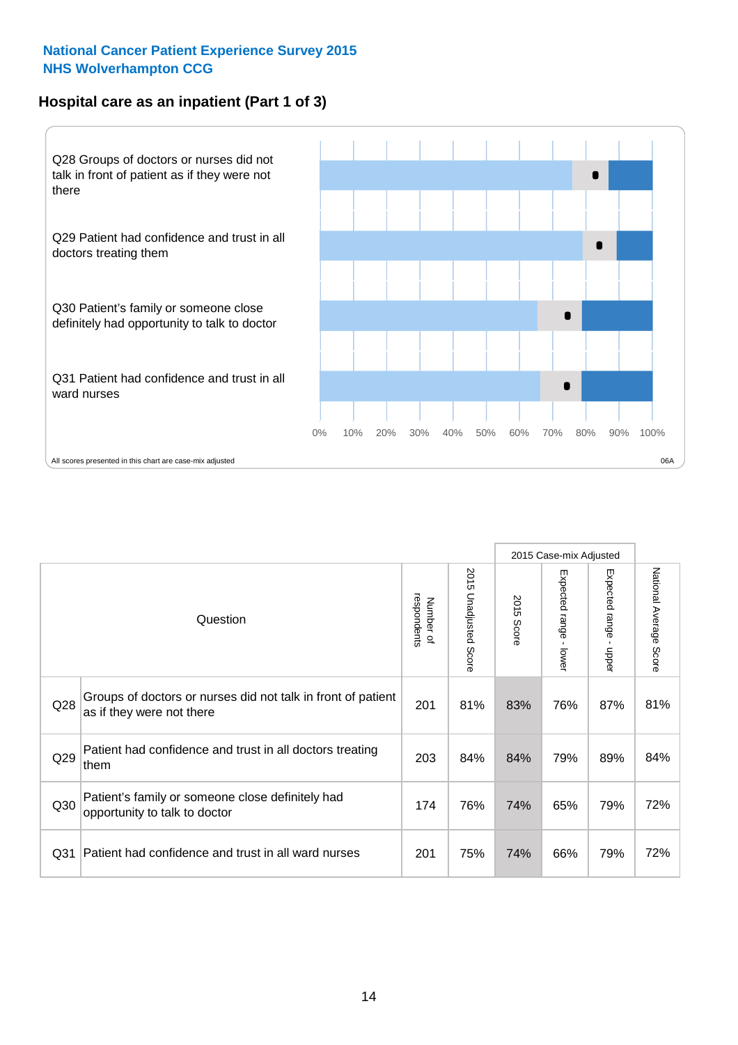National Cancer Patient Experience Survey 2015
NHS Wolverhampton CCG

## Hospital care as an inpatient (Part 1 of 3)

Q28 Groups of doctors or nurses did not talk in front of patient as if they were not there

Q29 Patient had confidence and trust in all doctors treating them

Q30 Patient's family or someone close definitely had opportunity to talk to doctor

Q31 Patient had confidence and trust in all ward nurses

0% 10% 20% 30% 40% 50% 60% 70% 80% 90% 100%

All scores presented in this chart are case-mix adjusted

06A

| Question | | Number of respondents | 2015 Unadjusted Score | 2015 Case-mix Adjusted: 2015 Score | 2015 Case-mix Adjusted: Expected range - lower | 2015 Case-mix Adjusted: Expected range - upper | National Average Score |
|---|---|---|---|---|---|---|---|
| Q28 | Groups of doctors or nurses did not talk in front of patient as if they were not there | 201 | 81% | 83% | 76% | 87% | 81% |
| Q29 | Patient had confidence and trust in all doctors treating them | 203 | 84% | 84% | 79% | 89% | 84% |
| Q30 | Patient's family or someone close definitely had opportunity to talk to doctor | 174 | 76% | 74% | 65% | 79% | 72% |
| Q31 | Patient had confidence and trust in all ward nurses | 201 | 75% | 74% | 66% | 79% | 72% |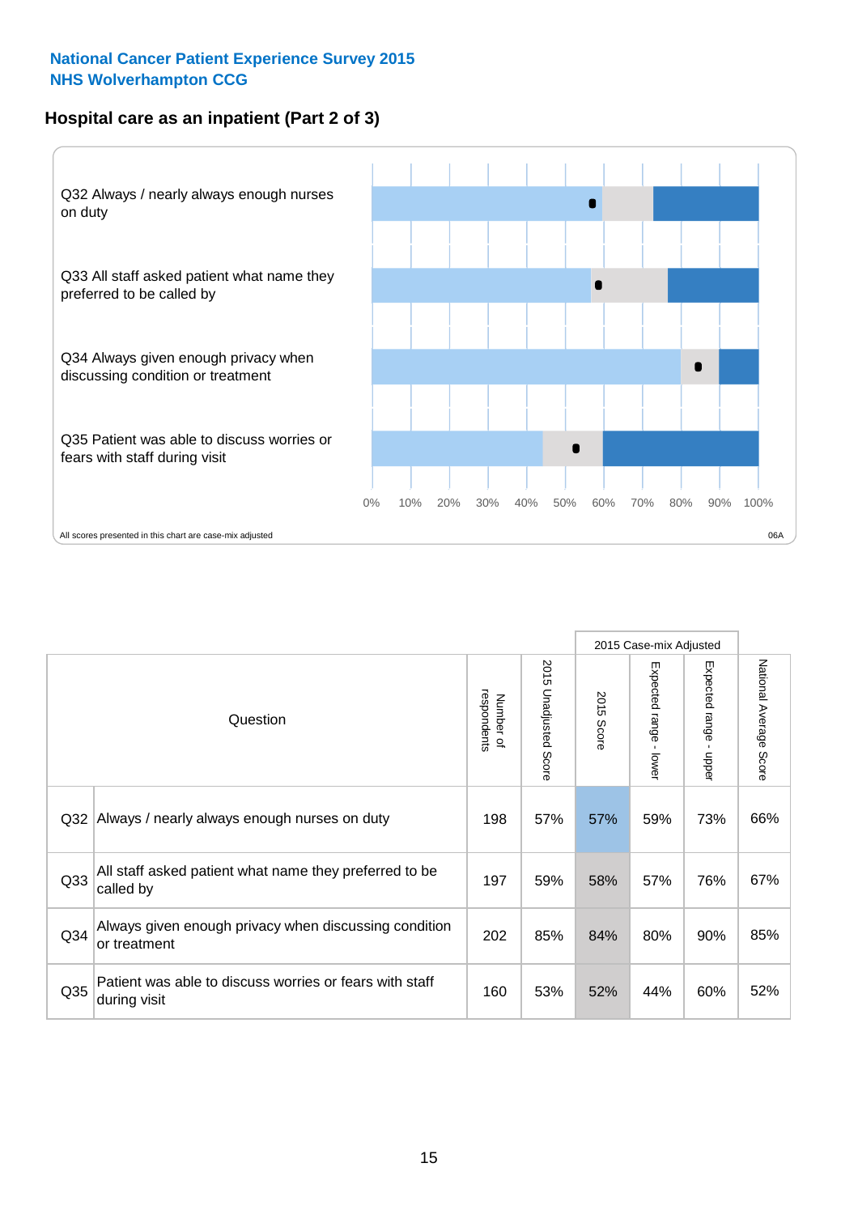**National Cancer Patient Experience Survey 2015**
**NHS Wolverhampton CCG**

## Hospital care as an inpatient (Part 2 of 3)

Q32 Always / nearly always enough nurses on duty

Q33 All staff asked patient what name they preferred to be called by

Q34 Always given enough privacy when discussing condition or treatment

Q35 Patient was able to discuss worries or fears with staff during visit

0% 10% 20% 30% 40% 50% 60% 70% 80% 90% 100%

All scores presented in this chart are case-mix adjusted

06A

| | Question | Number of respondents | 2015 Unadjusted Score | 2015 Case-mix Adjusted: 2015 Score | 2015 Case-mix Adjusted: Expected range - lower | 2015 Case-mix Adjusted: Expected range - upper | National Average Score |
|---|---|---|---|---|---|---|---|
| Q32 | Always / nearly always enough nurses on duty | 198 | 57% | 57% | 59% | 73% | 66% |
| Q33 | All staff asked patient what name they preferred to be called by | 197 | 59% | 58% | 57% | 76% | 67% |
| Q34 | Always given enough privacy when discussing condition or treatment | 202 | 85% | 84% | 80% | 90% | 85% |
| Q35 | Patient was able to discuss worries or fears with staff during visit | 160 | 53% | 52% | 44% | 60% | 52% |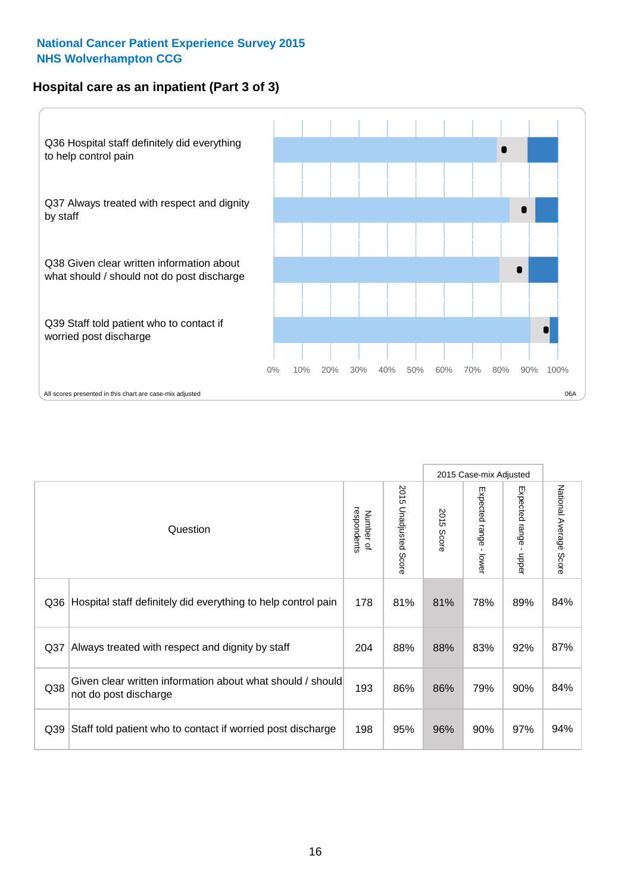**National Cancer Patient Experience Survey 2015**
**NHS Wolverhampton CCG**

## Hospital care as an inpatient (Part 3 of 3)

Q36 Hospital staff definitely did everything to help control pain

Q37 Always treated with respect and dignity by staff

Q38 Given clear written information about what should / should not do post discharge

Q39 Staff told patient who to contact if worried post discharge

0% 10% 20% 30% 40% 50% 60% 70% 80% 90% 100%

All scores presented in this chart are case-mix adjusted

06A

| Question | | Number of respondents | 2015 Unadjusted Score | 2015 Case-mix Adjusted: 2015 Score | 2015 Case-mix Adjusted: Expected range - lower | 2015 Case-mix Adjusted: Expected range - upper | National Average Score |
|---|---|---|---|---|---|---|---|
| Q36 | Hospital staff definitely did everything to help control pain | 178 | 81% | 81% | 78% | 89% | 84% |
| Q37 | Always treated with respect and dignity by staff | 204 | 88% | 88% | 83% | 92% | 87% |
| Q38 | Given clear written information about what should / should not do post discharge | 193 | 86% | 86% | 79% | 90% | 84% |
| Q39 | Staff told patient who to contact if worried post discharge | 198 | 95% | 96% | 90% | 97% | 94% |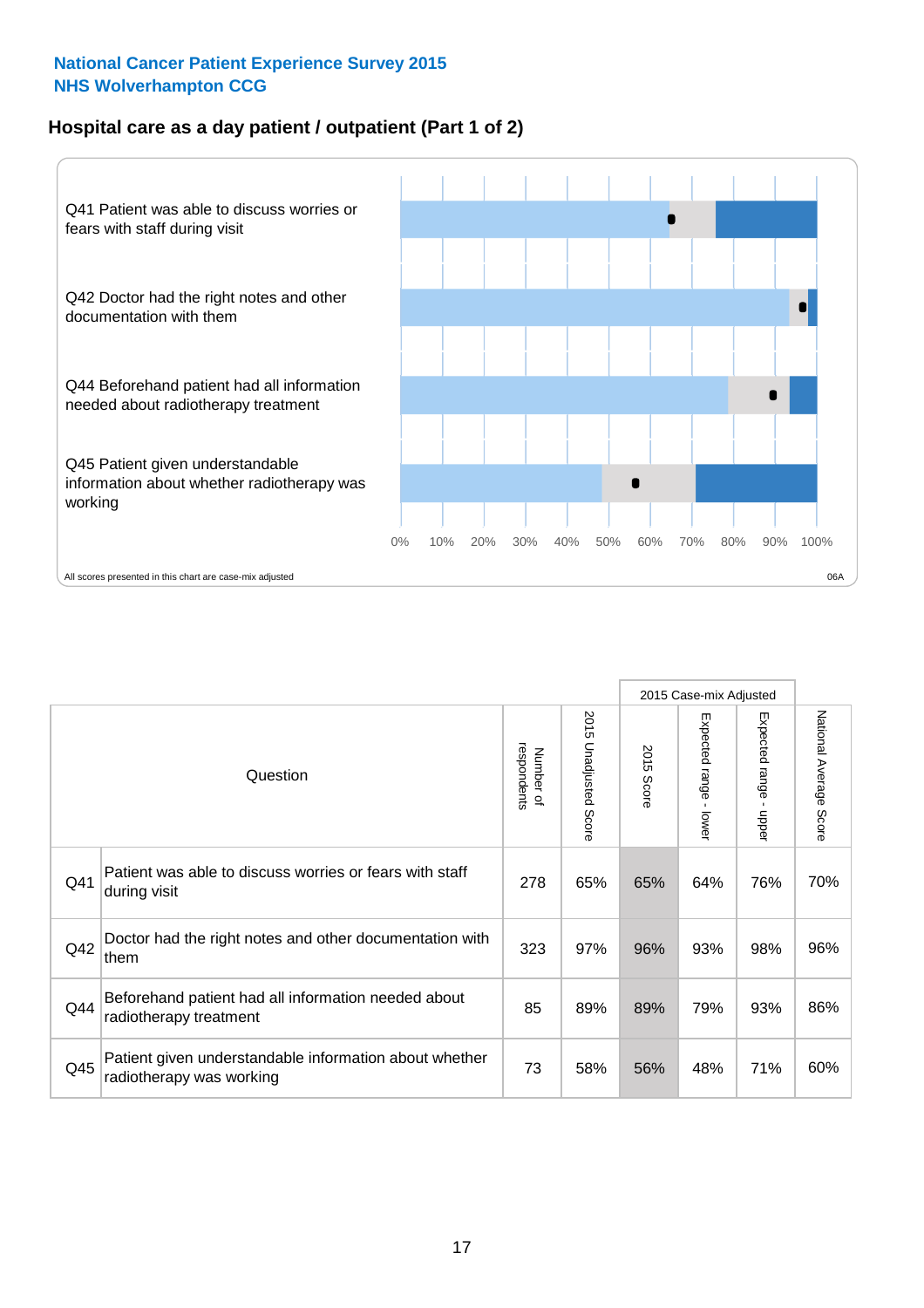**National Cancer Patient Experience Survey 2015**
**NHS Wolverhampton CCG**

## Hospital care as a day patient / outpatient (Part 1 of 2)

Q41 Patient was able to discuss worries or fears with staff during visit

Q42 Doctor had the right notes and other documentation with them

Q44 Beforehand patient had all information needed about radiotherapy treatment

Q45 Patient given understandable information about whether radiotherapy was working

0% 10% 20% 30% 40% 50% 60% 70% 80% 90% 100%

All scores presented in this chart are case-mix adjusted

06A

| | Question | Number of respondents | 2015 Unadjusted Score | 2015 Case-mix Adjusted | | | National Average Score |
|---|---|---|---|---|---|---|---|
| | | | | 2015 Score | Expected range - lower | Expected range - upper | |
| Q41 | Patient was able to discuss worries or fears with staff during visit | 278 | 65% | 65% | 64% | 76% | 70% |
| Q42 | Doctor had the right notes and other documentation with them | 323 | 97% | 96% | 93% | 98% | 96% |
| Q44 | Beforehand patient had all information needed about radiotherapy treatment | 85 | 89% | 89% | 79% | 93% | 86% |
| Q45 | Patient given understandable information about whether radiotherapy was working | 73 | 58% | 56% | 48% | 71% | 60% |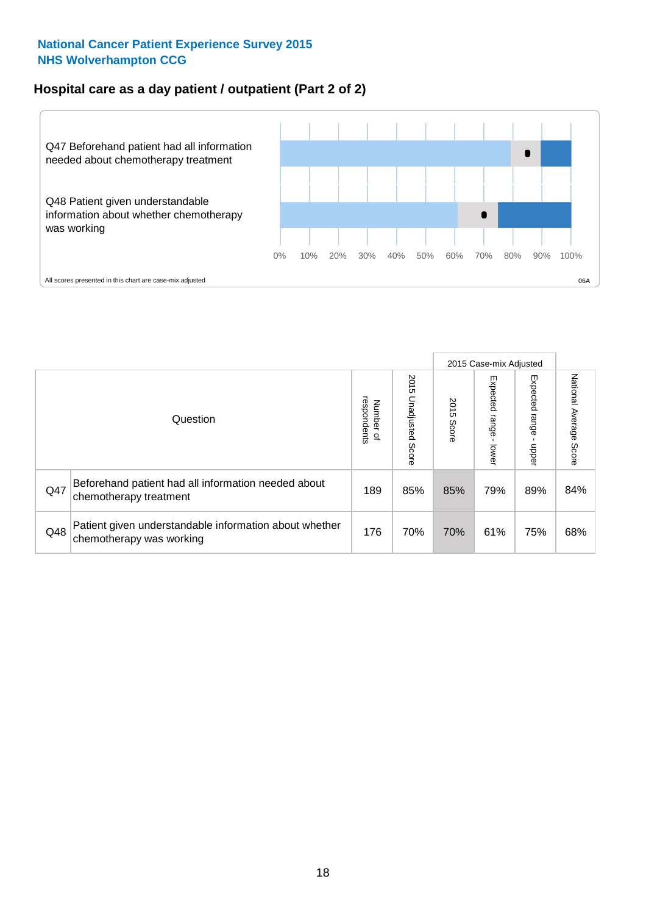National Cancer Patient Experience Survey 2015
NHS Wolverhampton CCG

## Hospital care as a day patient / outpatient (Part 2 of 2)

Q47 Beforehand patient had all information needed about chemotherapy treatment

Q48 Patient given understandable information about whether chemotherapy was working

0% 10% 20% 30% 40% 50% 60% 70% 80% 90% 100%

All scores presented in this chart are case-mix adjusted

06A

| Question | | Number of respondents | 2015 Unadjusted Score | 2015 Case-mix Adjusted: 2015 Score | 2015 Case-mix Adjusted: Expected range - lower | 2015 Case-mix Adjusted: Expected range - upper | National Average Score |
|---|---|---|---|---|---|---|---|
| Q47 | Beforehand patient had all information needed about chemotherapy treatment | 189 | 85% | 85% | 79% | 89% | 84% |
| Q48 | Patient given understandable information about whether chemotherapy was working | 176 | 70% | 70% | 61% | 75% | 68% |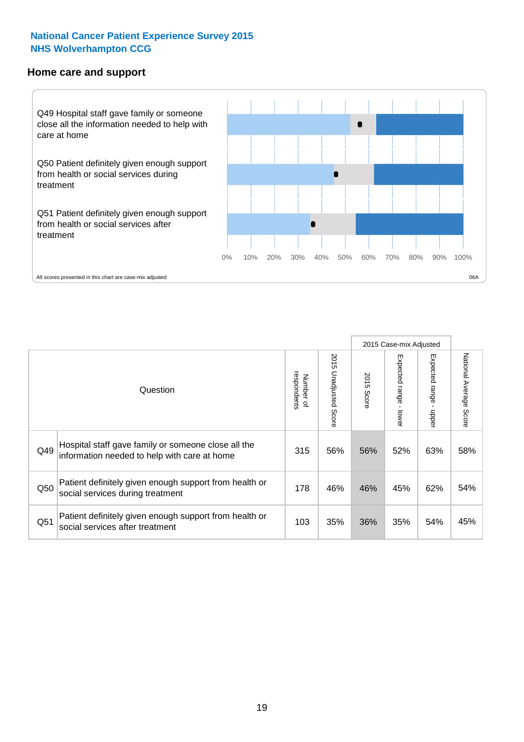National Cancer Patient Experience Survey 2015
NHS Wolverhampton CCG

## Home care and support

Q49 Hospital staff gave family or someone close all the information needed to help with care at home

Q50 Patient definitely given enough support from health or social services during treatment

Q51 Patient definitely given enough support from health or social services after treatment

0% 10% 20% 30% 40% 50% 60% 70% 80% 90% 100%

All scores presented in this chart are case-mix adjusted

06A

| | Question | Number of respondents | 2015 Unadjusted Score | 2015 Case-mix Adjusted | | | National Average Score |
|---|---|---|---|---|---|---|---|
| | | | | 2015 Score | Expected range - lower | Expected range - upper | |
| Q49 | Hospital staff gave family or someone close all the information needed to help with care at home | 315 | 56% | 56% | 52% | 63% | 58% |
| Q50 | Patient definitely given enough support from health or social services during treatment | 178 | 46% | 46% | 45% | 62% | 54% |
| Q51 | Patient definitely given enough support from health or social services after treatment | 103 | 35% | 36% | 35% | 54% | 45% |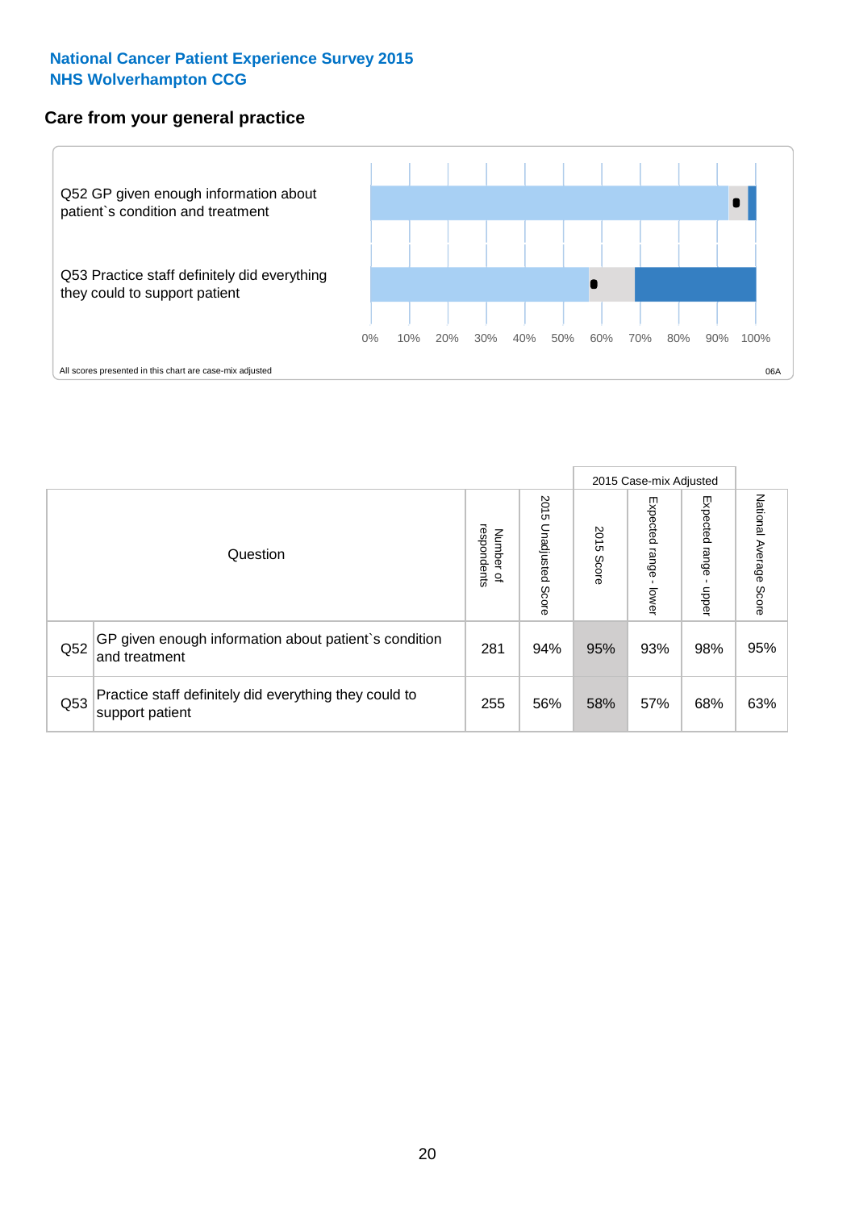**National Cancer Patient Experience Survey 2015**
**NHS Wolverhampton CCG**

## Care from your general practice

Q52 GP given enough information about patient`s condition and treatment

Q53 Practice staff definitely did everything they could to support patient

0% 10% 20% 30% 40% 50% 60% 70% 80% 90% 100%

All scores presented in this chart are case-mix adjusted

06A

| | Question | Number of respondents | 2015 Unadjusted Score | 2015 Case-mix Adjusted: 2015 Score | 2015 Case-mix Adjusted: Expected range - lower | 2015 Case-mix Adjusted: Expected range - upper | National Average Score |
|---|---|---|---|---|---|---|---|
| Q52 | GP given enough information about patient`s condition and treatment | 281 | 94% | 95% | 93% | 98% | 95% |
| Q53 | Practice staff definitely did everything they could to support patient | 255 | 56% | 58% | 57% | 68% | 63% |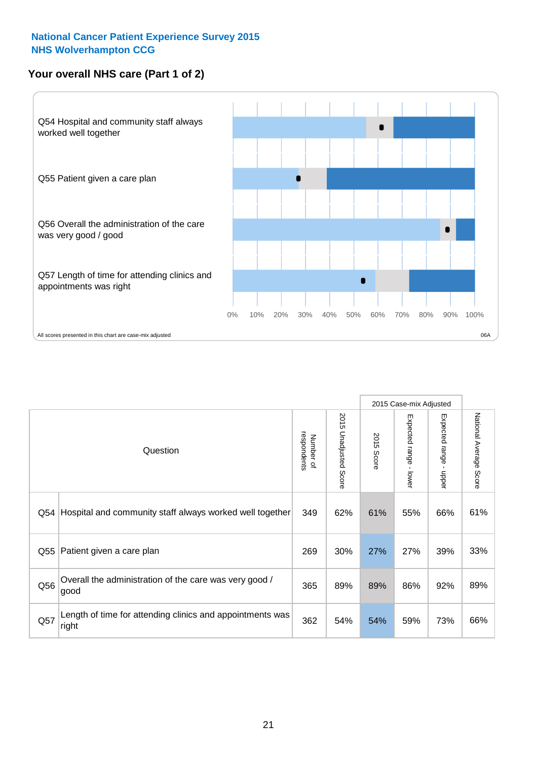National Cancer Patient Experience Survey 2015
NHS Wolverhampton CCG

## Your overall NHS care (Part 1 of 2)

Q54 Hospital and community staff always worked well together

Q55 Patient given a care plan

Q56 Overall the administration of the care was very good / good

Q57 Length of time for attending clinics and appointments was right

0% 10% 20% 30% 40% 50% 60% 70% 80% 90% 100%

All scores presented in this chart are case-mix adjusted

06A

| | Question | Number of respondents | 2015 Unadjusted Score | 2015 Case-mix Adjusted: 2015 Score | 2015 Case-mix Adjusted: Expected range - lower | 2015 Case-mix Adjusted: Expected range - upper | National Average Score |
|---|---|---|---|---|---|---|---|
| Q54 | Hospital and community staff always worked well together | 349 | 62% | 61% | 55% | 66% | 61% |
| Q55 | Patient given a care plan | 269 | 30% | 27% | 27% | 39% | 33% |
| Q56 | Overall the administration of the care was very good / good | 365 | 89% | 89% | 86% | 92% | 89% |
| Q57 | Length of time for attending clinics and appointments was right | 362 | 54% | 54% | 59% | 73% | 66% |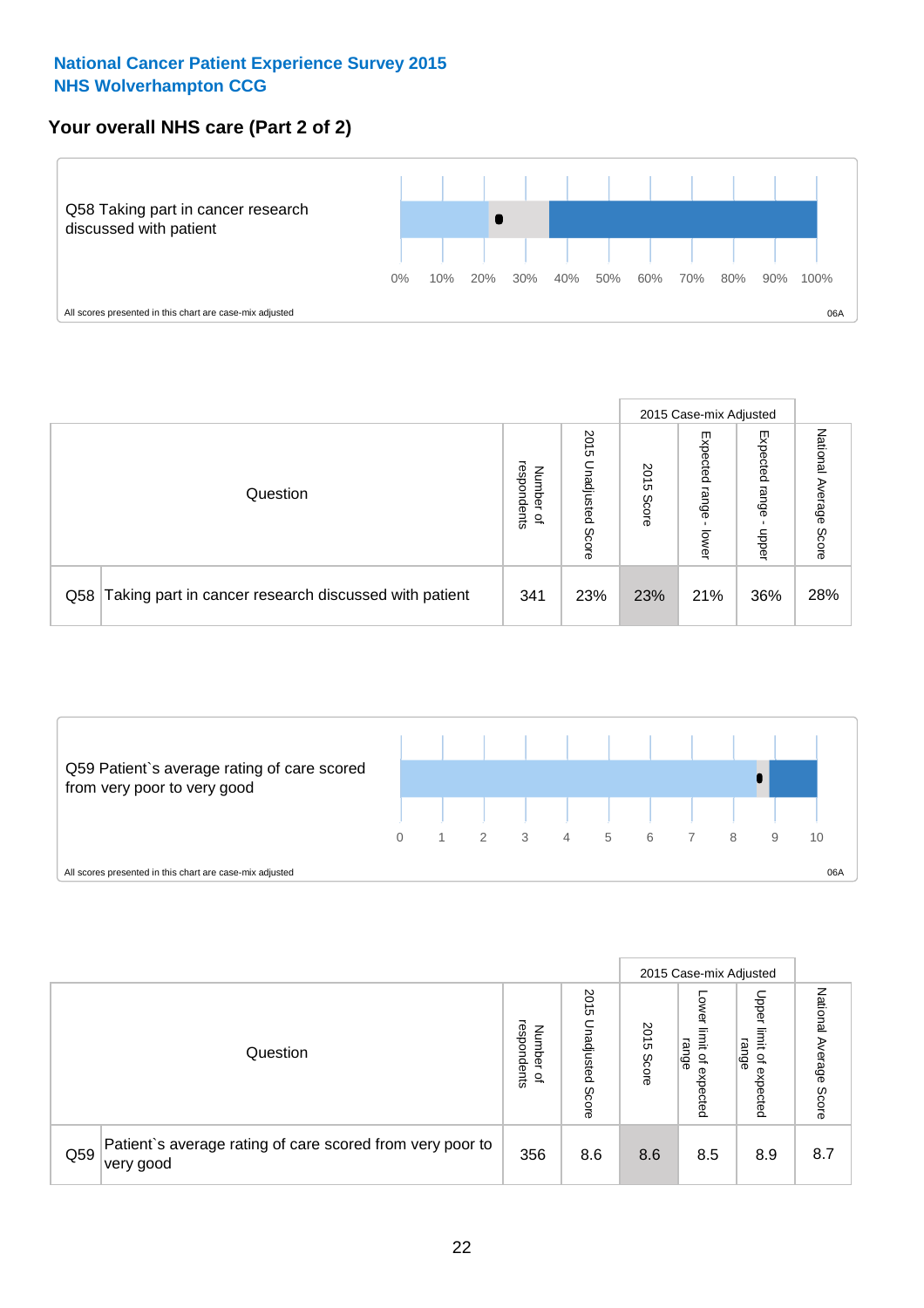## National Cancer Patient Experience Survey 2015
## NHS Wolverhampton CCG

### Your overall NHS care (Part 2 of 2)

Q58 Taking part in cancer research discussed with patient

0% 10% 20% 30% 40% 50% 60% 70% 80% 90% 100%

All scores presented in this chart are case-mix adjusted

06A

| | Question | Number of respondents | 2015 Unadjusted Score | 2015 Case-mix Adjusted: 2015 Score | 2015 Case-mix Adjusted: Expected range - lower | 2015 Case-mix Adjusted: Expected range - upper | National Average Score |
|---|---|---|---|---|---|---|---|
| Q58 | Taking part in cancer research discussed with patient | 341 | 23% | 23% | 21% | 36% | 28% |

Q59 Patient`s average rating of care scored from very poor to very good

0 1 2 3 4 5 6 7 8 9 10

All scores presented in this chart are case-mix adjusted

06A

| | Question | Number of respondents | 2015 Unadjusted Score | 2015 Case-mix Adjusted: 2015 Score | 2015 Case-mix Adjusted: Lower limit of expected range | 2015 Case-mix Adjusted: Upper limit of expected range | National Average Score |
|---|---|---|---|---|---|---|---|
| Q59 | Patient`s average rating of care scored from very poor to very good | 356 | 8.6 | 8.6 | 8.5 | 8.9 | 8.7 |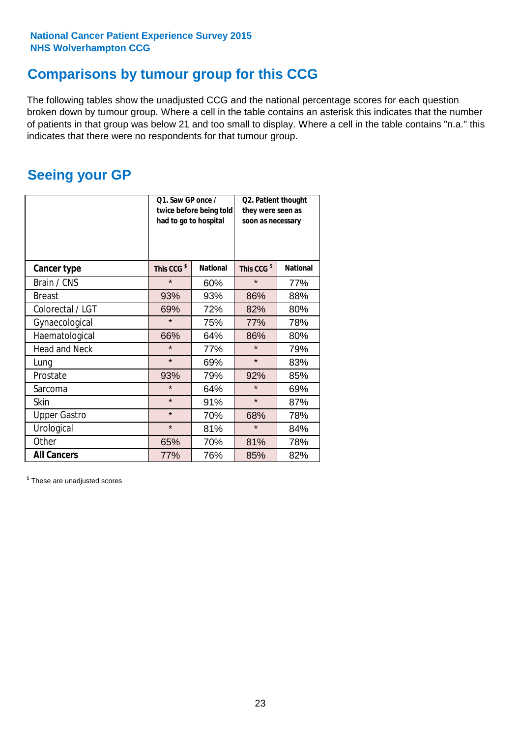National Cancer Patient Experience Survey 2015
NHS Wolverhampton CCG

## Comparisons by tumour group for this CCG

The following tables show the unadjusted CCG and the national percentage scores for each question broken down by tumour group. Where a cell in the table contains an asterisk this indicates that the number of patients in that group was below 21 and too small to display. Where a cell in the table contains "n.a." this indicates that there were no respondents for that tumour group.

## Seeing your GP

| | Q1. Saw GP once / twice before being told had to go to hospital | | Q2. Patient thought they were seen as soon as necessary | |
|---|---|---|---|---|
| **Cancer type** | This CCG $ | National | This CCG $ | National |
| Brain / CNS | * | 60% | * | 77% |
| Breast | 93% | 93% | 86% | 88% |
| Colorectal / LGT | 69% | 72% | 82% | 80% |
| Gynaecological | * | 75% | 77% | 78% |
| Haematological | 66% | 64% | 86% | 80% |
| Head and Neck | * | 77% | * | 79% |
| Lung | * | 69% | * | 83% |
| Prostate | 93% | 79% | 92% | 85% |
| Sarcoma | * | 64% | * | 69% |
| Skin | * | 91% | * | 87% |
| Upper Gastro | * | 70% | 68% | 78% |
| Urological | * | 81% | * | 84% |
| Other | 65% | 70% | 81% | 78% |
| **All Cancers** | 77% | 76% | 85% | 82% |

$ These are unadjusted scores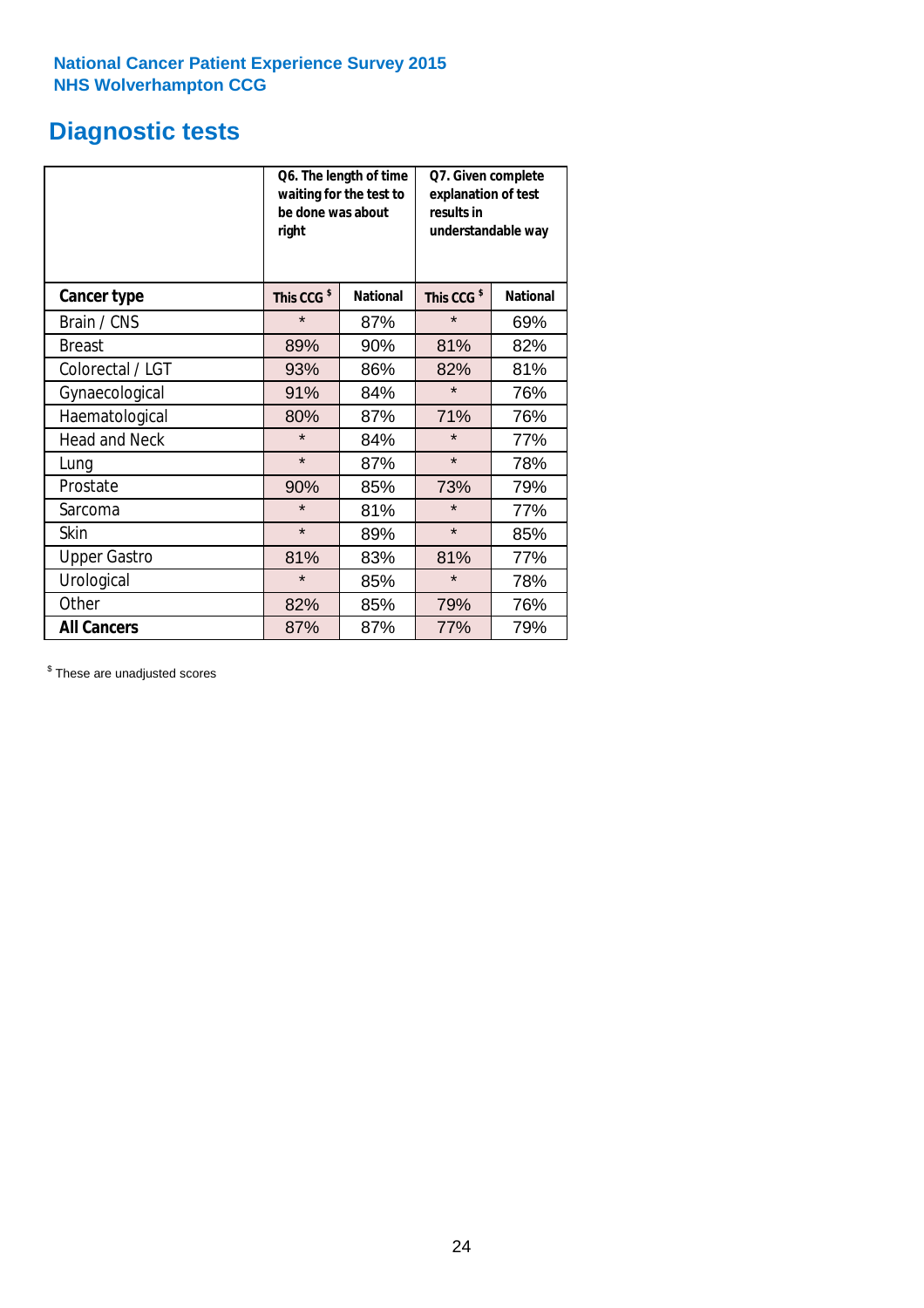**National Cancer Patient Experience Survey 2015**
**NHS Wolverhampton CCG**

# Diagnostic tests

| | Q6. The length of time waiting for the test to be done was about right | | Q7. Given complete explanation of test results in understandable way | |
|---|---|---|---|---|
| **Cancer type** | **This CCG $** | **National** | **This CCG $** | **National** |
| Brain / CNS | * | 87% | * | 69% |
| Breast | 89% | 90% | 81% | 82% |
| Colorectal / LGT | 93% | 86% | 82% | 81% |
| Gynaecological | 91% | 84% | * | 76% |
| Haematological | 80% | 87% | 71% | 76% |
| Head and Neck | * | 84% | * | 77% |
| Lung | * | 87% | * | 78% |
| Prostate | 90% | 85% | 73% | 79% |
| Sarcoma | * | 81% | * | 77% |
| Skin | * | 89% | * | 85% |
| Upper Gastro | 81% | 83% | 81% | 77% |
| Urological | * | 85% | * | 78% |
| Other | 82% | 85% | 79% | 76% |
| **All Cancers** | 87% | 87% | 77% | 79% |

$ These are unadjusted scores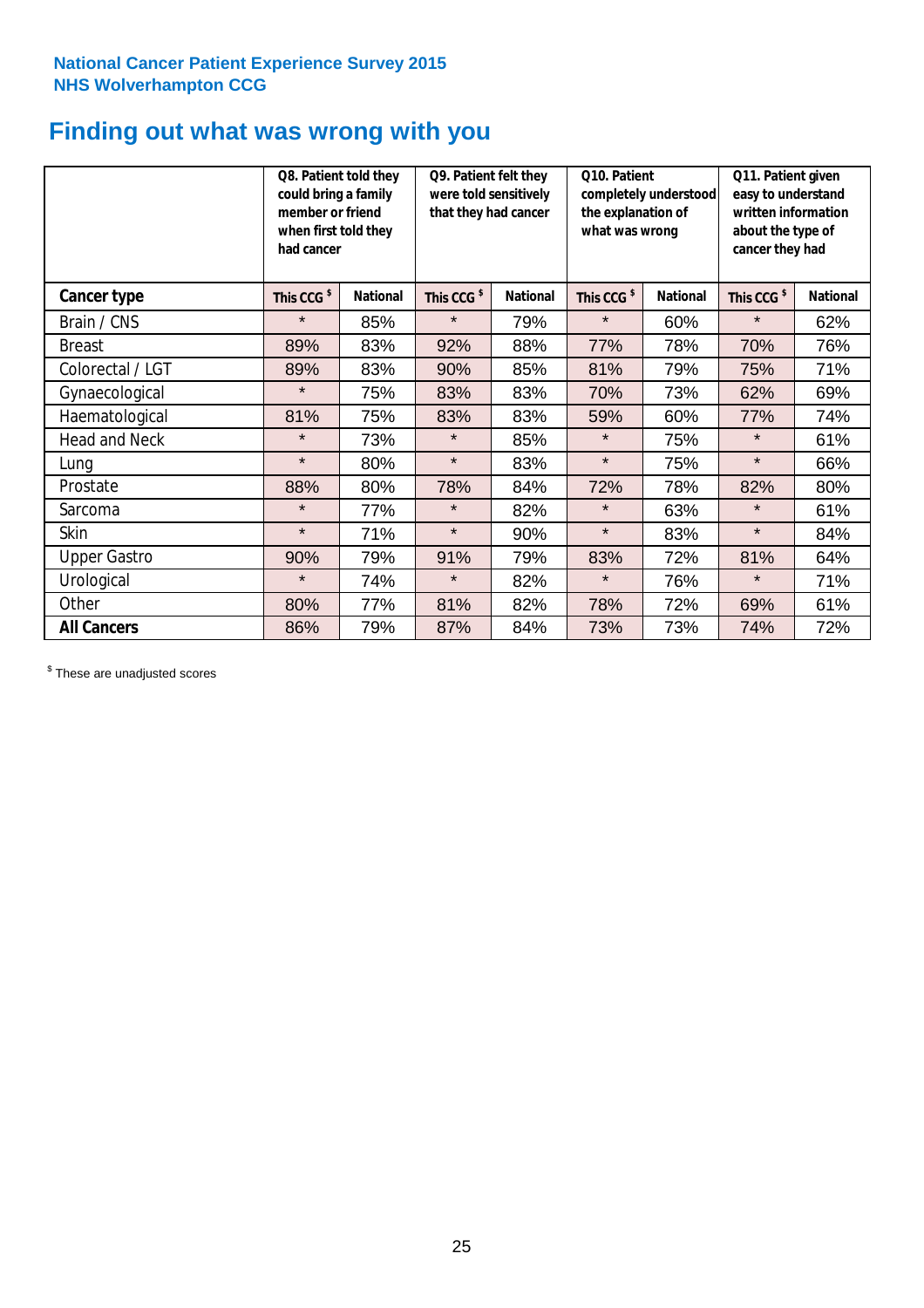National Cancer Patient Experience Survey 2015
NHS Wolverhampton CCG

# Finding out what was wrong with you

| | Q8. Patient told they could bring a family member or friend when first told they had cancer | | Q9. Patient felt they were told sensitively that they had cancer | | Q10. Patient completely understood the explanation of what was wrong | | Q11. Patient given easy to understand written information about the type of cancer they had | |
|---|---|---|---|---|---|---|---|---|
| **Cancer type** | This CCG $ | National | This CCG $ | National | This CCG $ | National | This CCG $ | National |
| Brain / CNS | * | 85% | * | 79% | * | 60% | * | 62% |
| Breast | 89% | 83% | 92% | 88% | 77% | 78% | 70% | 76% |
| Colorectal / LGT | 89% | 83% | 90% | 85% | 81% | 79% | 75% | 71% |
| Gynaecological | * | 75% | 83% | 83% | 70% | 73% | 62% | 69% |
| Haematological | 81% | 75% | 83% | 83% | 59% | 60% | 77% | 74% |
| Head and Neck | * | 73% | * | 85% | * | 75% | * | 61% |
| Lung | * | 80% | * | 83% | * | 75% | * | 66% |
| Prostate | 88% | 80% | 78% | 84% | 72% | 78% | 82% | 80% |
| Sarcoma | * | 77% | * | 82% | * | 63% | * | 61% |
| Skin | * | 71% | * | 90% | * | 83% | * | 84% |
| Upper Gastro | 90% | 79% | 91% | 79% | 83% | 72% | 81% | 64% |
| Urological | * | 74% | * | 82% | * | 76% | * | 71% |
| Other | 80% | 77% | 81% | 82% | 78% | 72% | 69% | 61% |
| **All Cancers** | 86% | 79% | 87% | 84% | 73% | 73% | 74% | 72% |

$ These are unadjusted scores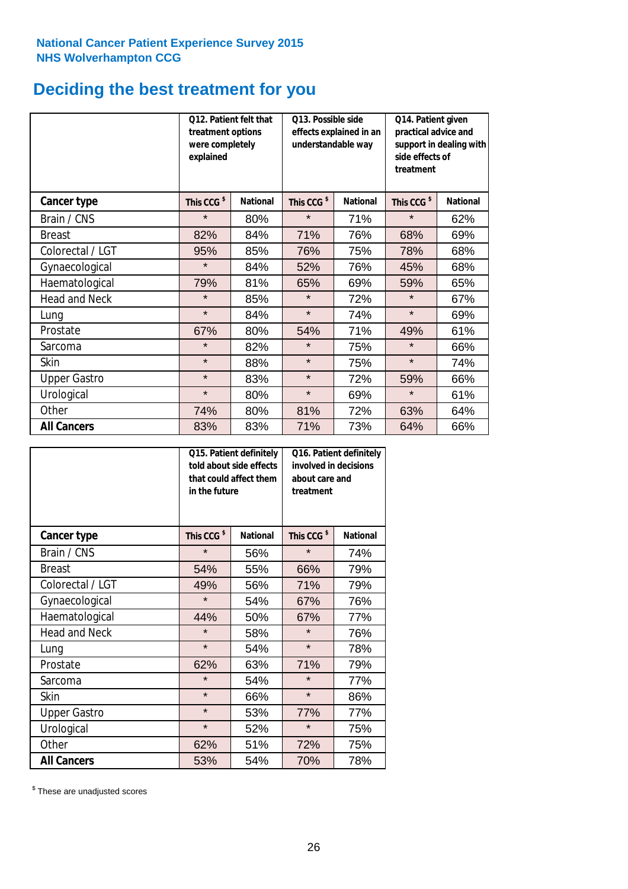National Cancer Patient Experience Survey 2015
NHS Wolverhampton CCG

# Deciding the best treatment for you

| | Q12. Patient felt that treatment options were completely explained | | Q13. Possible side effects explained in an understandable way | | Q14. Patient given practical advice and support in dealing with side effects of treatment | |
|---|---|---|---|---|---|---|
| **Cancer type** | **This CCG $** | **National** | **This CCG $** | **National** | **This CCG $** | **National** |
| Brain / CNS | * | 80% | * | 71% | * | 62% |
| Breast | 82% | 84% | 71% | 76% | 68% | 69% |
| Colorectal / LGT | 95% | 85% | 76% | 75% | 78% | 68% |
| Gynaecological | * | 84% | 52% | 76% | 45% | 68% |
| Haematological | 79% | 81% | 65% | 69% | 59% | 65% |
| Head and Neck | * | 85% | * | 72% | * | 67% |
| Lung | * | 84% | * | 74% | * | 69% |
| Prostate | 67% | 80% | 54% | 71% | 49% | 61% |
| Sarcoma | * | 82% | * | 75% | * | 66% |
| Skin | * | 88% | * | 75% | * | 74% |
| Upper Gastro | * | 83% | * | 72% | 59% | 66% |
| Urological | * | 80% | * | 69% | * | 61% |
| Other | 74% | 80% | 81% | 72% | 63% | 64% |
| **All Cancers** | 83% | 83% | 71% | 73% | 64% | 66% |

| | Q15. Patient definitely told about side effects that could affect them in the future | | Q16. Patient definitely involved in decisions about care and treatment | |
|---|---|---|---|---|
| **Cancer type** | **This CCG $** | **National** | **This CCG $** | **National** |
| Brain / CNS | * | 56% | * | 74% |
| Breast | 54% | 55% | 66% | 79% |
| Colorectal / LGT | 49% | 56% | 71% | 79% |
| Gynaecological | * | 54% | 67% | 76% |
| Haematological | 44% | 50% | 67% | 77% |
| Head and Neck | * | 58% | * | 76% |
| Lung | * | 54% | * | 78% |
| Prostate | 62% | 63% | 71% | 79% |
| Sarcoma | * | 54% | * | 77% |
| Skin | * | 66% | * | 86% |
| Upper Gastro | * | 53% | 77% | 77% |
| Urological | * | 52% | * | 75% |
| Other | 62% | 51% | 72% | 75% |
| **All Cancers** | 53% | 54% | 70% | 78% |

$ These are unadjusted scores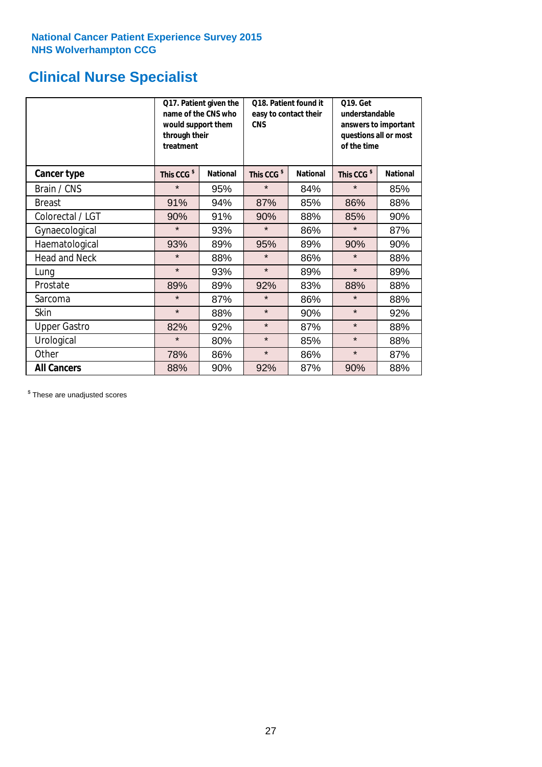**National Cancer Patient Experience Survey 2015**
**NHS Wolverhampton CCG**

# Clinical Nurse Specialist

| | Q17. Patient given the name of the CNS who would support them through their treatment | | Q18. Patient found it easy to contact their CNS | | Q19. Get understandable answers to important questions all or most of the time | |
|---|---|---|---|---|---|---|
| **Cancer type** | **This CCG $** | **National** | **This CCG $** | **National** | **This CCG $** | **National** |
| Brain / CNS | * | 95% | * | 84% | * | 85% |
| Breast | 91% | 94% | 87% | 85% | 86% | 88% |
| Colorectal / LGT | 90% | 91% | 90% | 88% | 85% | 90% |
| Gynaecological | * | 93% | * | 86% | * | 87% |
| Haematological | 93% | 89% | 95% | 89% | 90% | 90% |
| Head and Neck | * | 88% | * | 86% | * | 88% |
| Lung | * | 93% | * | 89% | * | 89% |
| Prostate | 89% | 89% | 92% | 83% | 88% | 88% |
| Sarcoma | * | 87% | * | 86% | * | 88% |
| Skin | * | 88% | * | 90% | * | 92% |
| Upper Gastro | 82% | 92% | * | 87% | * | 88% |
| Urological | * | 80% | * | 85% | * | 88% |
| Other | 78% | 86% | * | 86% | * | 87% |
| **All Cancers** | 88% | 90% | 92% | 87% | 90% | 88% |

$ These are unadjusted scores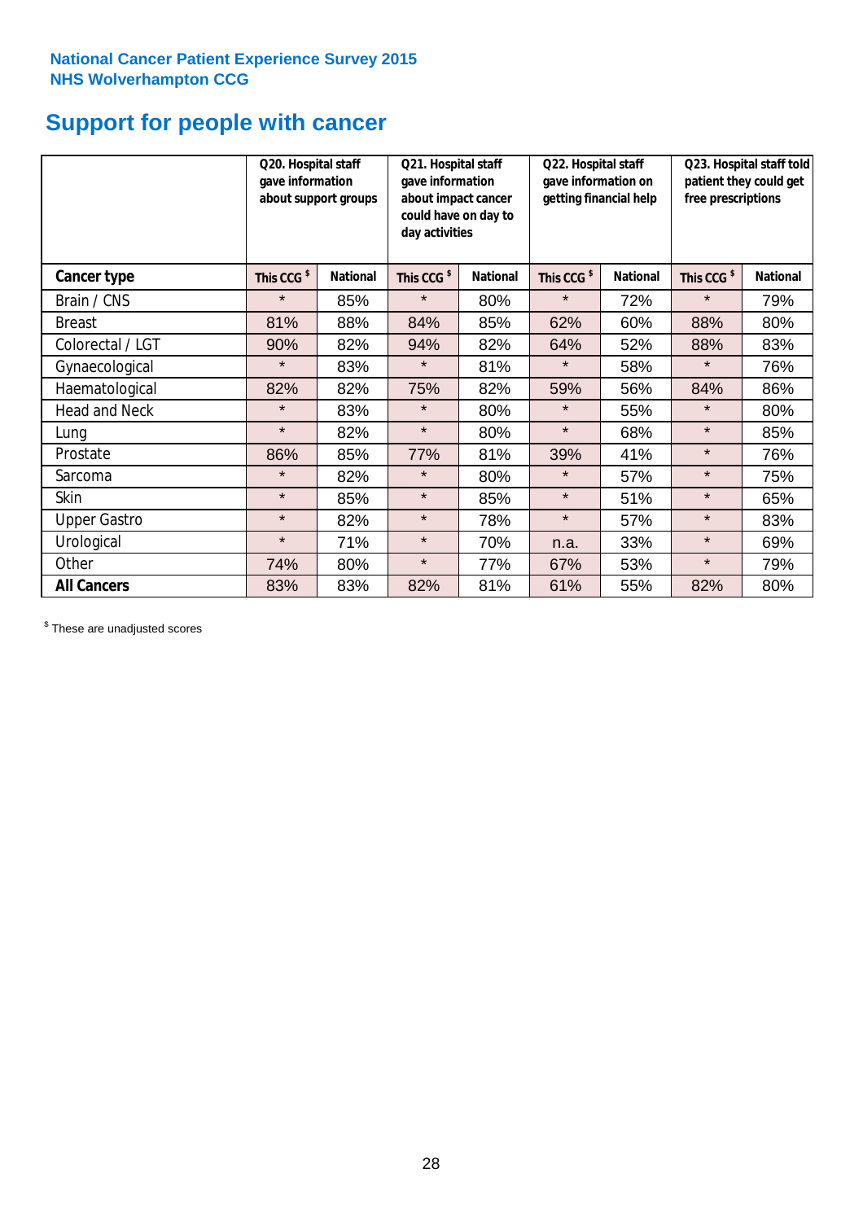National Cancer Patient Experience Survey 2015
NHS Wolverhampton CCG

# Support for people with cancer

| | Q20. Hospital staff gave information about support groups | | Q21. Hospital staff gave information about impact cancer could have on day to day activities | | Q22. Hospital staff gave information on getting financial help | | Q23. Hospital staff told patient they could get free prescriptions | |
|---|---|---|---|---|---|---|---|---|
| **Cancer type** | **This CCG $** | **National** | **This CCG $** | **National** | **This CCG $** | **National** | **This CCG $** | **National** |
| Brain / CNS | * | 85% | * | 80% | * | 72% | * | 79% |
| Breast | 81% | 88% | 84% | 85% | 62% | 60% | 88% | 80% |
| Colorectal / LGT | 90% | 82% | 94% | 82% | 64% | 52% | 88% | 83% |
| Gynaecological | * | 83% | * | 81% | * | 58% | * | 76% |
| Haematological | 82% | 82% | 75% | 82% | 59% | 56% | 84% | 86% |
| Head and Neck | * | 83% | * | 80% | * | 55% | * | 80% |
| Lung | * | 82% | * | 80% | * | 68% | * | 85% |
| Prostate | 86% | 85% | 77% | 81% | 39% | 41% | * | 76% |
| Sarcoma | * | 82% | * | 80% | * | 57% | * | 75% |
| Skin | * | 85% | * | 85% | * | 51% | * | 65% |
| Upper Gastro | * | 82% | * | 78% | * | 57% | * | 83% |
| Urological | * | 71% | * | 70% | n.a. | 33% | * | 69% |
| Other | 74% | 80% | * | 77% | 67% | 53% | * | 79% |
| **All Cancers** | 83% | 83% | 82% | 81% | 61% | 55% | 82% | 80% |

$ These are unadjusted scores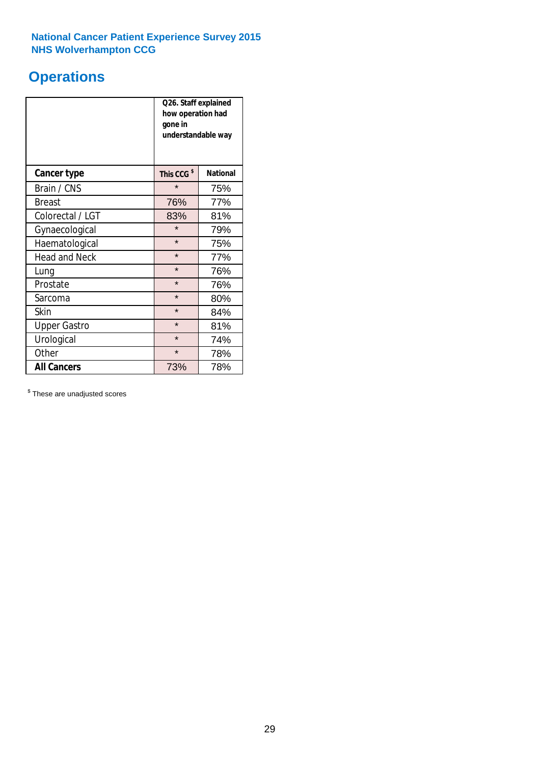National Cancer Patient Experience Survey 2015
NHS Wolverhampton CCG

# Operations

| | Q26. Staff explained how operation had gone in understandable way | |
|---|---|---|
| **Cancer type** | **This CCG $** | **National** |
| Brain / CNS | * | 75% |
| Breast | 76% | 77% |
| Colorectal / LGT | 83% | 81% |
| Gynaecological | * | 79% |
| Haematological | * | 75% |
| Head and Neck | * | 77% |
| Lung | * | 76% |
| Prostate | * | 76% |
| Sarcoma | * | 80% |
| Skin | * | 84% |
| Upper Gastro | * | 81% |
| Urological | * | 74% |
| Other | * | 78% |
| **All Cancers** | 73% | 78% |

$ These are unadjusted scores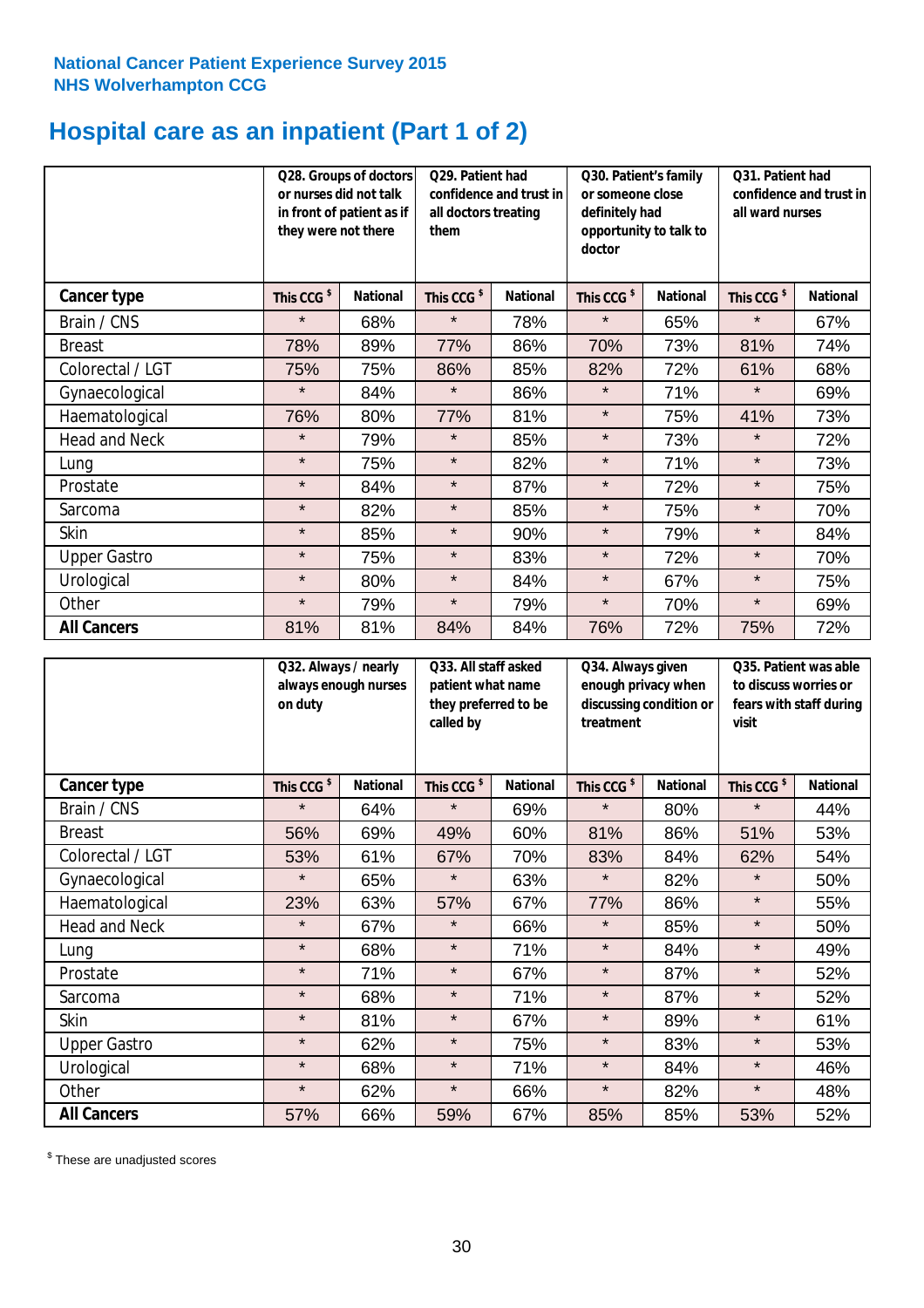National Cancer Patient Experience Survey 2015
NHS Wolverhampton CCG

# Hospital care as an inpatient (Part 1 of 2)

| | Q28. Groups of doctors or nurses did not talk in front of patient as if they were not there | | Q29. Patient had confidence and trust in all doctors treating them | | Q30. Patient's family or someone close definitely had opportunity to talk to doctor | | Q31. Patient had confidence and trust in all ward nurses | |
|---|---|---|---|---|---|---|---|---|
| **Cancer type** | This CCG $ | National | This CCG $ | National | This CCG $ | National | This CCG $ | National |
| Brain / CNS | * | 68% | * | 78% | * | 65% | * | 67% |
| Breast | 78% | 89% | 77% | 86% | 70% | 73% | 81% | 74% |
| Colorectal / LGT | 75% | 75% | 86% | 85% | 82% | 72% | 61% | 68% |
| Gynaecological | * | 84% | * | 86% | * | 71% | * | 69% |
| Haematological | 76% | 80% | 77% | 81% | * | 75% | 41% | 73% |
| Head and Neck | * | 79% | * | 85% | * | 73% | * | 72% |
| Lung | * | 75% | * | 82% | * | 71% | * | 73% |
| Prostate | * | 84% | * | 87% | * | 72% | * | 75% |
| Sarcoma | * | 82% | * | 85% | * | 75% | * | 70% |
| Skin | * | 85% | * | 90% | * | 79% | * | 84% |
| Upper Gastro | * | 75% | * | 83% | * | 72% | * | 70% |
| Urological | * | 80% | * | 84% | * | 67% | * | 75% |
| Other | * | 79% | * | 79% | * | 70% | * | 69% |
| **All Cancers** | 81% | 81% | 84% | 84% | 76% | 72% | 75% | 72% |

| | Q32. Always / nearly always enough nurses on duty | | Q33. All staff asked patient what name they preferred to be called by | | Q34. Always given enough privacy when discussing condition or treatment | | Q35. Patient was able to discuss worries or fears with staff during visit | |
|---|---|---|---|---|---|---|---|---|
| **Cancer type** | This CCG $ | National | This CCG $ | National | This CCG $ | National | This CCG $ | National |
| Brain / CNS | * | 64% | * | 69% | * | 80% | * | 44% |
| Breast | 56% | 69% | 49% | 60% | 81% | 86% | 51% | 53% |
| Colorectal / LGT | 53% | 61% | 67% | 70% | 83% | 84% | 62% | 54% |
| Gynaecological | * | 65% | * | 63% | * | 82% | * | 50% |
| Haematological | 23% | 63% | 57% | 67% | 77% | 86% | * | 55% |
| Head and Neck | * | 67% | * | 66% | * | 85% | * | 50% |
| Lung | * | 68% | * | 71% | * | 84% | * | 49% |
| Prostate | * | 71% | * | 67% | * | 87% | * | 52% |
| Sarcoma | * | 68% | * | 71% | * | 87% | * | 52% |
| Skin | * | 81% | * | 67% | * | 89% | * | 61% |
| Upper Gastro | * | 62% | * | 75% | * | 83% | * | 53% |
| Urological | * | 68% | * | 71% | * | 84% | * | 46% |
| Other | * | 62% | * | 66% | * | 82% | * | 48% |
| **All Cancers** | 57% | 66% | 59% | 67% | 85% | 85% | 53% | 52% |

$ These are unadjusted scores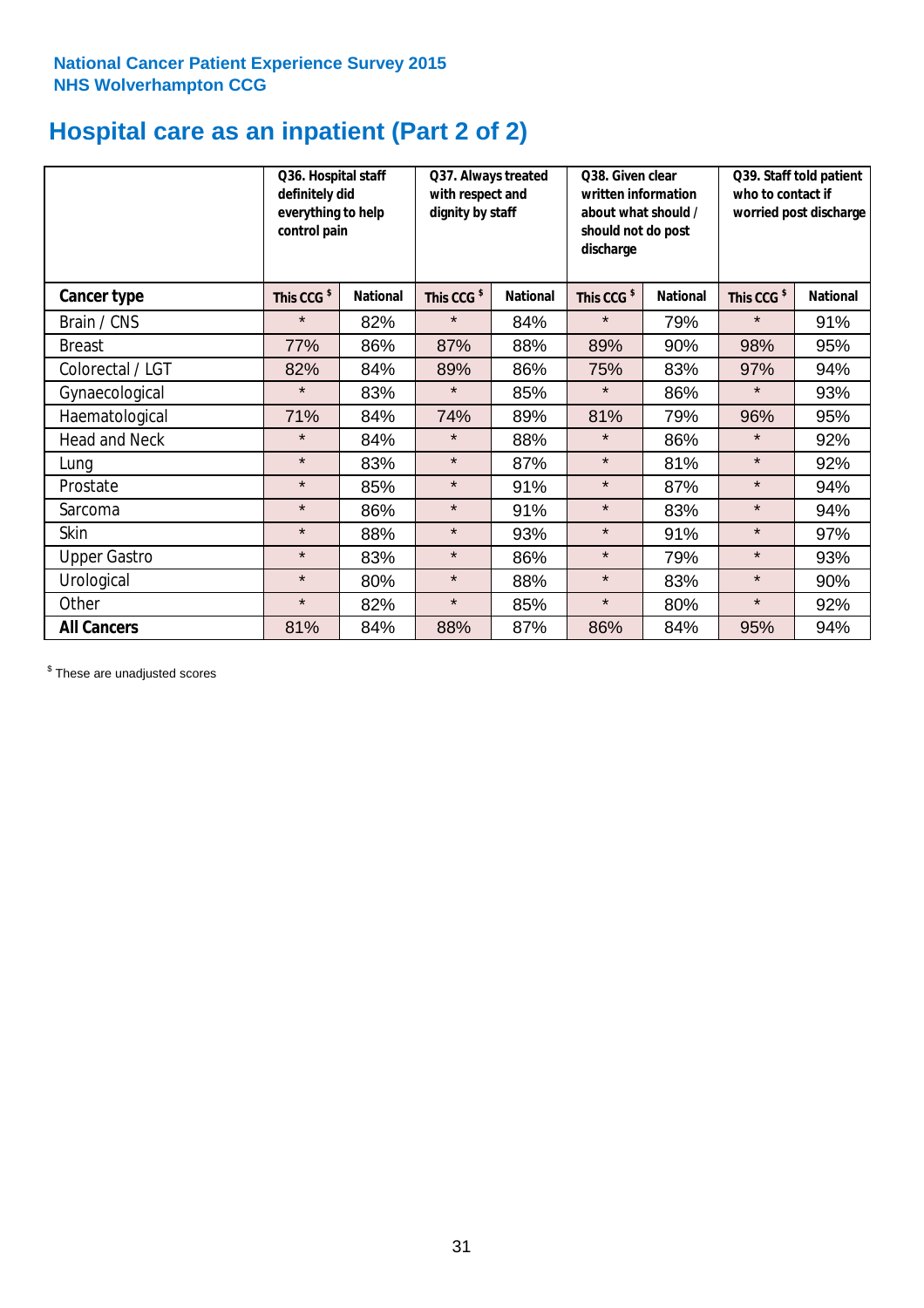National Cancer Patient Experience Survey 2015
NHS Wolverhampton CCG

# Hospital care as an inpatient (Part 2 of 2)

| | Q36. Hospital staff definitely did everything to help control pain | | Q37. Always treated with respect and dignity by staff | | Q38. Given clear written information about what should / should not do post discharge | | Q39. Staff told patient who to contact if worried post discharge | |
|---|---|---|---|---|---|---|---|---|
| **Cancer type** | This CCG $ | National | This CCG $ | National | This CCG $ | National | This CCG $ | National |
| Brain / CNS | * | 82% | * | 84% | * | 79% | * | 91% |
| Breast | 77% | 86% | 87% | 88% | 89% | 90% | 98% | 95% |
| Colorectal / LGT | 82% | 84% | 89% | 86% | 75% | 83% | 97% | 94% |
| Gynaecological | * | 83% | * | 85% | * | 86% | * | 93% |
| Haematological | 71% | 84% | 74% | 89% | 81% | 79% | 96% | 95% |
| Head and Neck | * | 84% | * | 88% | * | 86% | * | 92% |
| Lung | * | 83% | * | 87% | * | 81% | * | 92% |
| Prostate | * | 85% | * | 91% | * | 87% | * | 94% |
| Sarcoma | * | 86% | * | 91% | * | 83% | * | 94% |
| Skin | * | 88% | * | 93% | * | 91% | * | 97% |
| Upper Gastro | * | 83% | * | 86% | * | 79% | * | 93% |
| Urological | * | 80% | * | 88% | * | 83% | * | 90% |
| Other | * | 82% | * | 85% | * | 80% | * | 92% |
| **All Cancers** | 81% | 84% | 88% | 87% | 86% | 84% | 95% | 94% |

$ These are unadjusted scores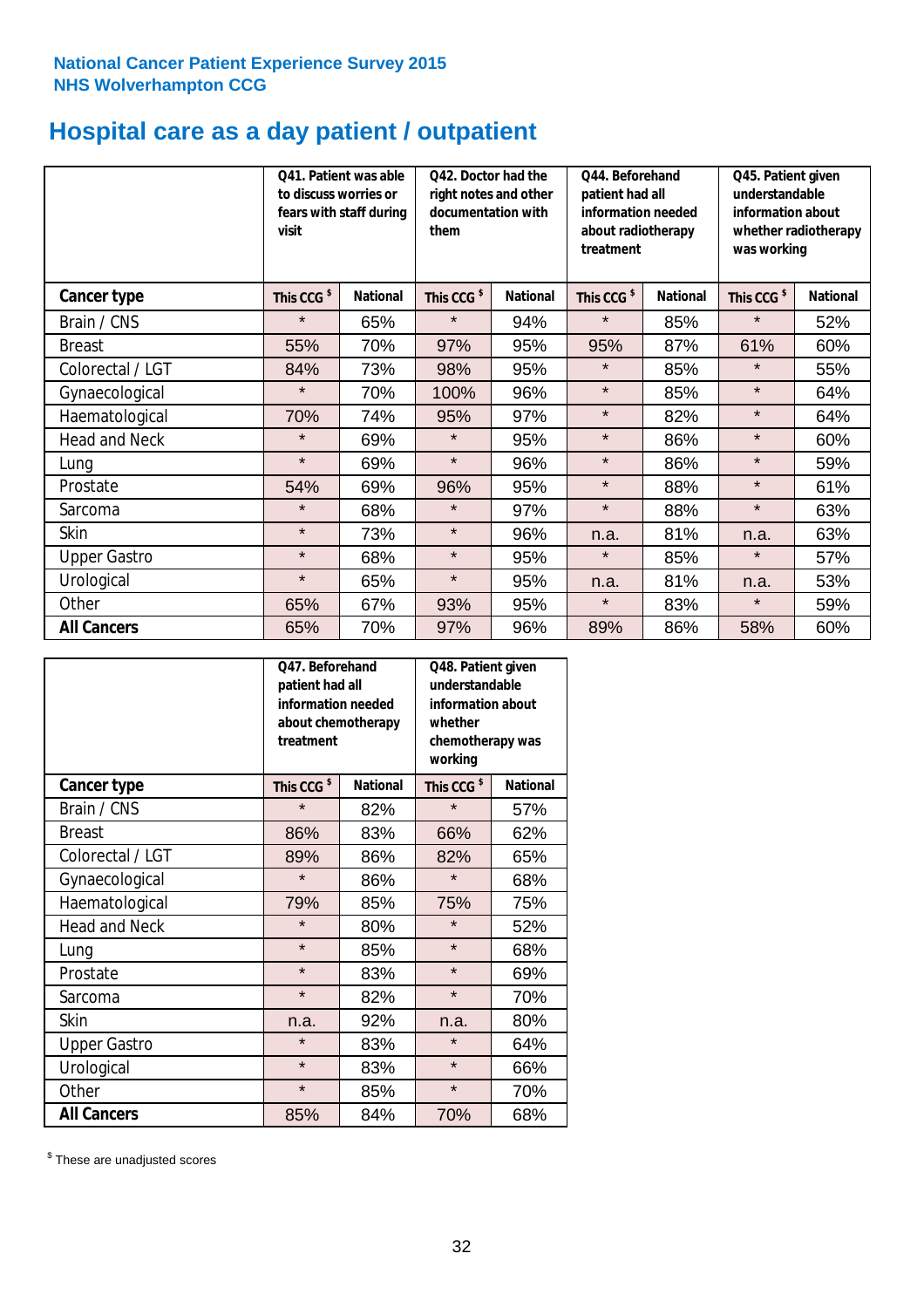National Cancer Patient Experience Survey 2015
NHS Wolverhampton CCG

# Hospital care as a day patient / outpatient

| | Q41. Patient was able to discuss worries or fears with staff during visit | | Q42. Doctor had the right notes and other documentation with them | | Q44. Beforehand patient had all information needed about radiotherapy treatment | | Q45. Patient given understandable information about whether radiotherapy was working | |
|---|---|---|---|---|---|---|---|---|
| **Cancer type** | **This CCG $** | **National** | **This CCG $** | **National** | **This CCG $** | **National** | **This CCG $** | **National** |
| Brain / CNS | * | 65% | * | 94% | * | 85% | * | 52% |
| Breast | 55% | 70% | 97% | 95% | 95% | 87% | 61% | 60% |
| Colorectal / LGT | 84% | 73% | 98% | 95% | * | 85% | * | 55% |
| Gynaecological | * | 70% | 100% | 96% | * | 85% | * | 64% |
| Haematological | 70% | 74% | 95% | 97% | * | 82% | * | 64% |
| Head and Neck | * | 69% | * | 95% | * | 86% | * | 60% |
| Lung | * | 69% | * | 96% | * | 86% | * | 59% |
| Prostate | 54% | 69% | 96% | 95% | * | 88% | * | 61% |
| Sarcoma | * | 68% | * | 97% | * | 88% | * | 63% |
| Skin | * | 73% | * | 96% | n.a. | 81% | n.a. | 63% |
| Upper Gastro | * | 68% | * | 95% | * | 85% | * | 57% |
| Urological | * | 65% | * | 95% | n.a. | 81% | n.a. | 53% |
| Other | 65% | 67% | 93% | 95% | * | 83% | * | 59% |
| **All Cancers** | 65% | 70% | 97% | 96% | 89% | 86% | 58% | 60% |

| | Q47. Beforehand patient had all information needed about chemotherapy treatment | | Q48. Patient given understandable information about whether chemotherapy was working | |
|---|---|---|---|---|
| **Cancer type** | **This CCG $** | **National** | **This CCG $** | **National** |
| Brain / CNS | * | 82% | * | 57% |
| Breast | 86% | 83% | 66% | 62% |
| Colorectal / LGT | 89% | 86% | 82% | 65% |
| Gynaecological | * | 86% | * | 68% |
| Haematological | 79% | 85% | 75% | 75% |
| Head and Neck | * | 80% | * | 52% |
| Lung | * | 85% | * | 68% |
| Prostate | * | 83% | * | 69% |
| Sarcoma | * | 82% | * | 70% |
| Skin | n.a. | 92% | n.a. | 80% |
| Upper Gastro | * | 83% | * | 64% |
| Urological | * | 83% | * | 66% |
| Other | * | 85% | * | 70% |
| **All Cancers** | 85% | 84% | 70% | 68% |

$ These are unadjusted scores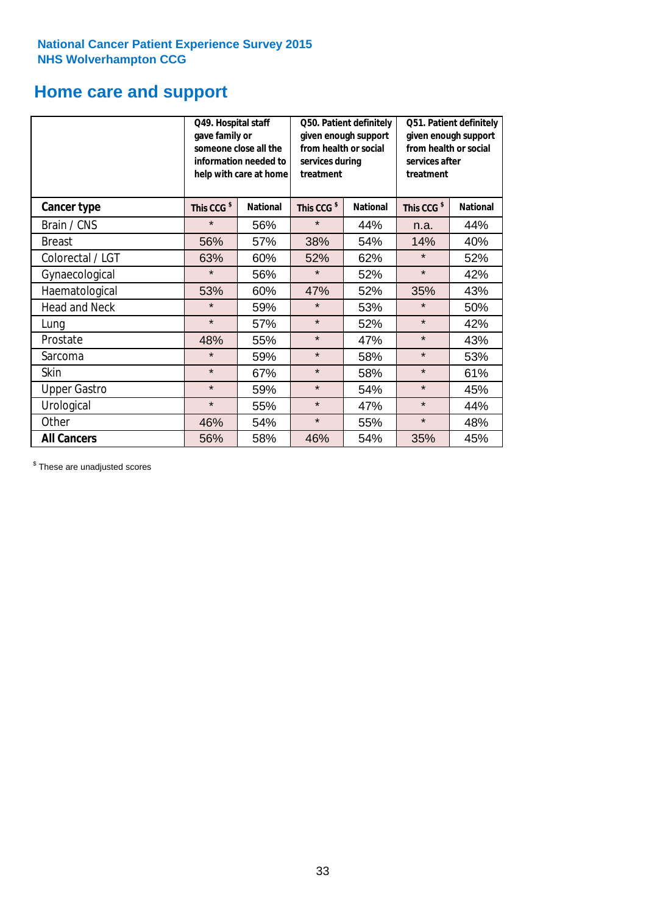National Cancer Patient Experience Survey 2015
NHS Wolverhampton CCG

# Home care and support

| | Q49. Hospital staff gave family or someone close all the information needed to help with care at home | | Q50. Patient definitely given enough support from health or social services during treatment | | Q51. Patient definitely given enough support from health or social services after treatment | |
|---|---|---|---|---|---|---|
| **Cancer type** | This CCG $ | National | This CCG $ | National | This CCG $ | National |
| Brain / CNS | * | 56% | * | 44% | n.a. | 44% |
| Breast | 56% | 57% | 38% | 54% | 14% | 40% |
| Colorectal / LGT | 63% | 60% | 52% | 62% | * | 52% |
| Gynaecological | * | 56% | * | 52% | * | 42% |
| Haematological | 53% | 60% | 47% | 52% | 35% | 43% |
| Head and Neck | * | 59% | * | 53% | * | 50% |
| Lung | * | 57% | * | 52% | * | 42% |
| Prostate | 48% | 55% | * | 47% | * | 43% |
| Sarcoma | * | 59% | * | 58% | * | 53% |
| Skin | * | 67% | * | 58% | * | 61% |
| Upper Gastro | * | 59% | * | 54% | * | 45% |
| Urological | * | 55% | * | 47% | * | 44% |
| Other | 46% | 54% | * | 55% | * | 48% |
| **All Cancers** | 56% | 58% | 46% | 54% | 35% | 45% |

$ These are unadjusted scores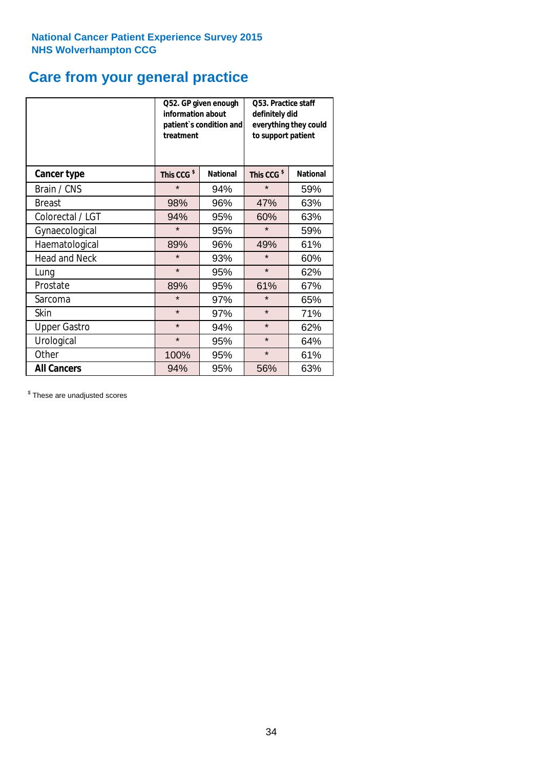**National Cancer Patient Experience Survey 2015**
**NHS Wolverhampton CCG**

# Care from your general practice

| | Q52. GP given enough information about patient`s condition and treatment | | Q53. Practice staff definitely did everything they could to support patient | |
|---|---|---|---|---|
| **Cancer type** | **This CCG $** | **National** | **This CCG $** | **National** |
| Brain / CNS | * | 94% | * | 59% |
| Breast | 98% | 96% | 47% | 63% |
| Colorectal / LGT | 94% | 95% | 60% | 63% |
| Gynaecological | * | 95% | * | 59% |
| Haematological | 89% | 96% | 49% | 61% |
| Head and Neck | * | 93% | * | 60% |
| Lung | * | 95% | * | 62% |
| Prostate | 89% | 95% | 61% | 67% |
| Sarcoma | * | 97% | * | 65% |
| Skin | * | 97% | * | 71% |
| Upper Gastro | * | 94% | * | 62% |
| Urological | * | 95% | * | 64% |
| Other | 100% | 95% | * | 61% |
| **All Cancers** | 94% | 95% | 56% | 63% |

$ These are unadjusted scores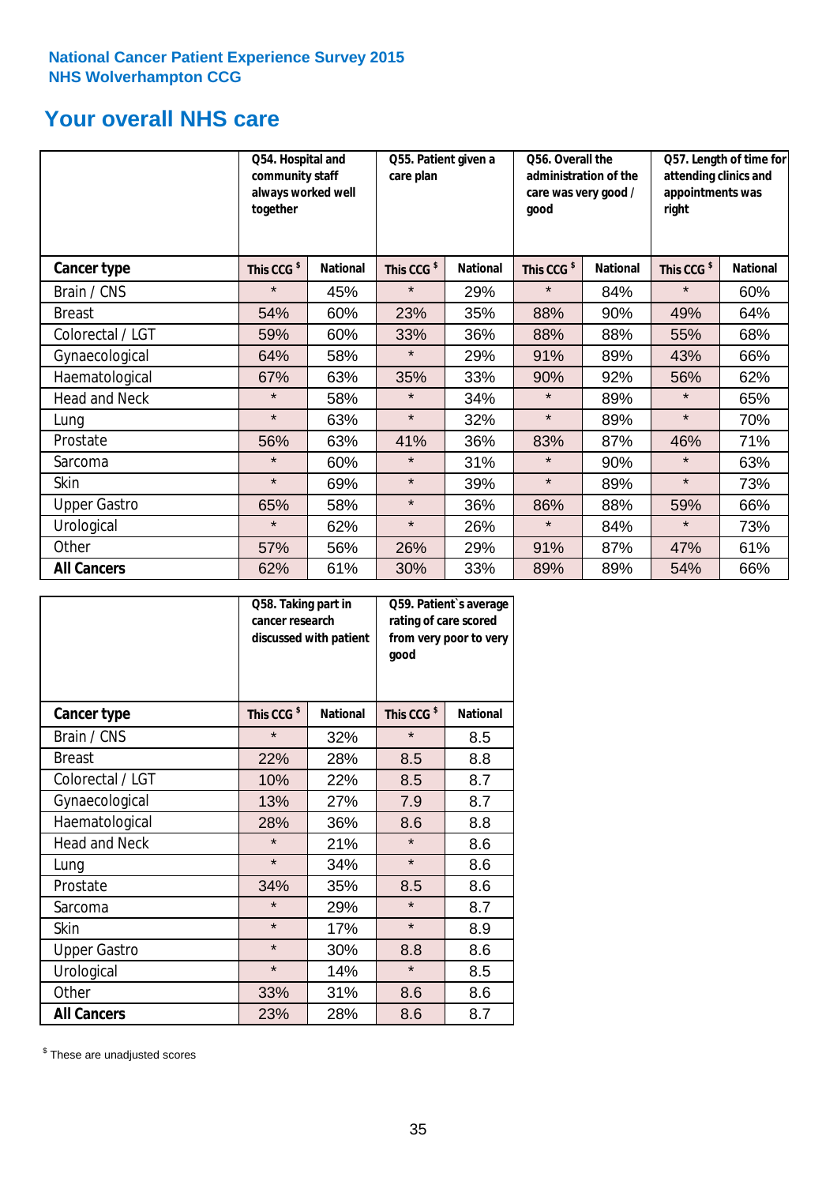**National Cancer Patient Experience Survey 2015**
**NHS Wolverhampton CCG**

# Your overall NHS care

| | Q54. Hospital and community staff always worked well together | | Q55. Patient given a care plan | | Q56. Overall the administration of the care was very good / good | | Q57. Length of time for attending clinics and appointments was right | |
|---|---|---|---|---|---|---|---|---|
| **Cancer type** | **This CCG $** | **National** | **This CCG $** | **National** | **This CCG $** | **National** | **This CCG $** | **National** |
| Brain / CNS | * | 45% | * | 29% | * | 84% | * | 60% |
| Breast | 54% | 60% | 23% | 35% | 88% | 90% | 49% | 64% |
| Colorectal / LGT | 59% | 60% | 33% | 36% | 88% | 88% | 55% | 68% |
| Gynaecological | 64% | 58% | * | 29% | 91% | 89% | 43% | 66% |
| Haematological | 67% | 63% | 35% | 33% | 90% | 92% | 56% | 62% |
| Head and Neck | * | 58% | * | 34% | * | 89% | * | 65% |
| Lung | * | 63% | * | 32% | * | 89% | * | 70% |
| Prostate | 56% | 63% | 41% | 36% | 83% | 87% | 46% | 71% |
| Sarcoma | * | 60% | * | 31% | * | 90% | * | 63% |
| Skin | * | 69% | * | 39% | * | 89% | * | 73% |
| Upper Gastro | 65% | 58% | * | 36% | 86% | 88% | 59% | 66% |
| Urological | * | 62% | * | 26% | * | 84% | * | 73% |
| Other | 57% | 56% | 26% | 29% | 91% | 87% | 47% | 61% |
| **All Cancers** | 62% | 61% | 30% | 33% | 89% | 89% | 54% | 66% |

| | Q58. Taking part in cancer research discussed with patient | | Q59. Patient`s average rating of care scored from very poor to very good | |
|---|---|---|---|---|
| **Cancer type** | **This CCG $** | **National** | **This CCG $** | **National** |
| Brain / CNS | * | 32% | * | 8.5 |
| Breast | 22% | 28% | 8.5 | 8.8 |
| Colorectal / LGT | 10% | 22% | 8.5 | 8.7 |
| Gynaecological | 13% | 27% | 7.9 | 8.7 |
| Haematological | 28% | 36% | 8.6 | 8.8 |
| Head and Neck | * | 21% | * | 8.6 |
| Lung | * | 34% | * | 8.6 |
| Prostate | 34% | 35% | 8.5 | 8.6 |
| Sarcoma | * | 29% | * | 8.7 |
| Skin | * | 17% | * | 8.9 |
| Upper Gastro | * | 30% | 8.8 | 8.6 |
| Urological | * | 14% | * | 8.5 |
| Other | 33% | 31% | 8.6 | 8.6 |
| **All Cancers** | 23% | 28% | 8.6 | 8.7 |

$ These are unadjusted scores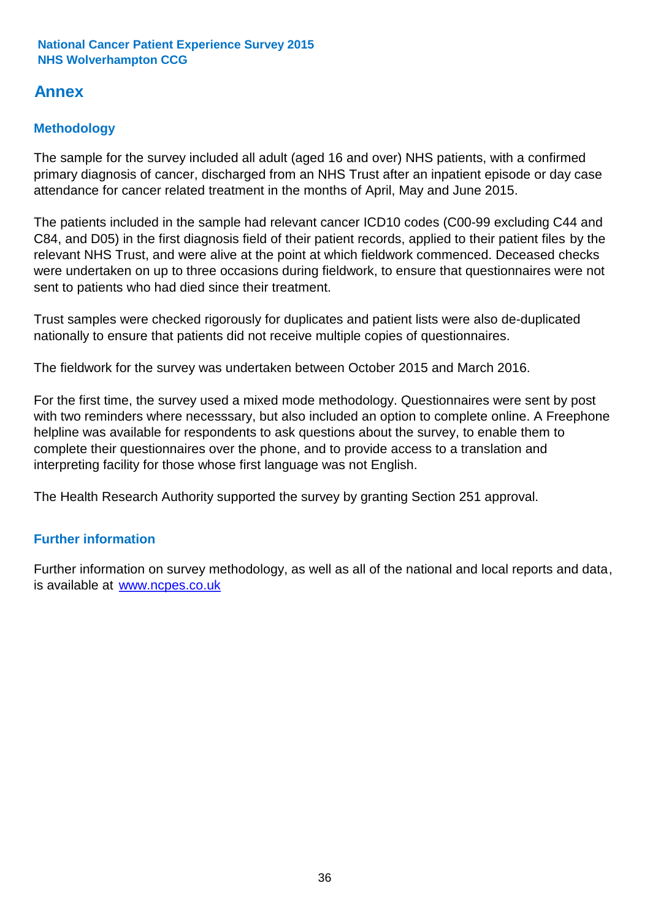National Cancer Patient Experience Survey 2015
NHS Wolverhampton CCG

# Annex

## Methodology

The sample for the survey included all adult (aged 16 and over) NHS patients, with a confirmed primary diagnosis of cancer, discharged from an NHS Trust after an inpatient episode or day case attendance for cancer related treatment in the months of April, May and June 2015.

The patients included in the sample had relevant cancer ICD10 codes (C00-99 excluding C44 and C84, and D05) in the first diagnosis field of their patient records, applied to their patient files by the relevant NHS Trust, and were alive at the point at which fieldwork commenced. Deceased checks were undertaken on up to three occasions during fieldwork, to ensure that questionnaires were not sent to patients who had died since their treatment.

Trust samples were checked rigorously for duplicates and patient lists were also de-duplicated nationally to ensure that patients did not receive multiple copies of questionnaires.

The fieldwork for the survey was undertaken between October 2015 and March 2016.

For the first time, the survey used a mixed mode methodology. Questionnaires were sent by post with two reminders where necesssary, but also included an option to complete online. A Freephone helpline was available for respondents to ask questions about the survey, to enable them to complete their questionnaires over the phone, and to provide access to a translation and interpreting facility for those whose first language was not English.

The Health Research Authority supported the survey by granting Section 251 approval.

## Further information

Further information on survey methodology, as well as all of the national and local reports and data, is available at [www.ncpes.co.uk](http://www.ncpes.co.uk)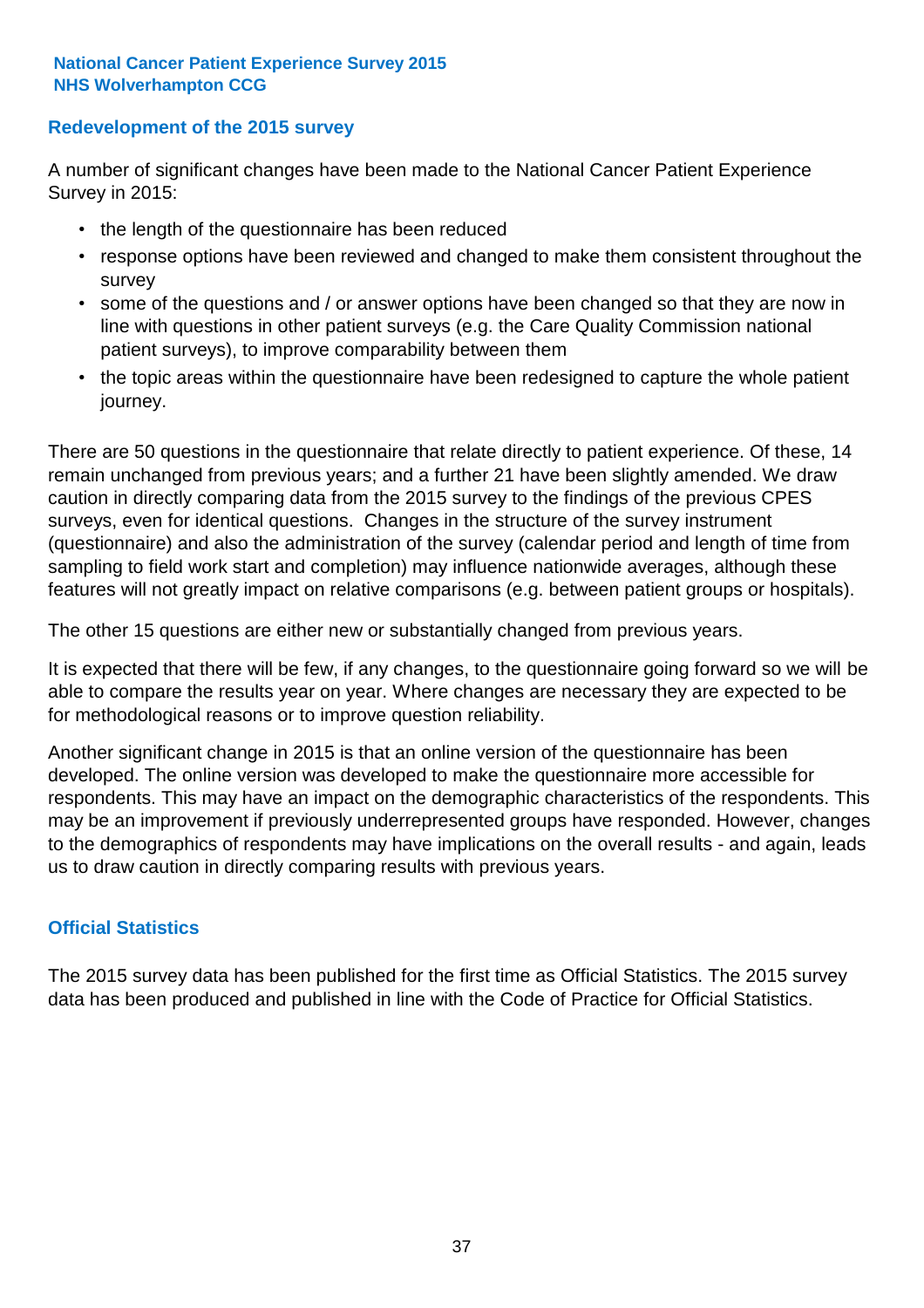## Redevelopment of the 2015 survey

A number of significant changes have been made to the National Cancer Patient Experience Survey in 2015:

- the length of the questionnaire has been reduced
- response options have been reviewed and changed to make them consistent throughout the survey
- some of the questions and / or answer options have been changed so that they are now in line with questions in other patient surveys (e.g. the Care Quality Commission national patient surveys), to improve comparability between them
- the topic areas within the questionnaire have been redesigned to capture the whole patient journey.

There are 50 questions in the questionnaire that relate directly to patient experience. Of these, 14 remain unchanged from previous years; and a further 21 have been slightly amended. We draw caution in directly comparing data from the 2015 survey to the findings of the previous CPES surveys, even for identical questions. Changes in the structure of the survey instrument (questionnaire) and also the administration of the survey (calendar period and length of time from sampling to field work start and completion) may influence nationwide averages, although these features will not greatly impact on relative comparisons (e.g. between patient groups or hospitals).

The other 15 questions are either new or substantially changed from previous years.

It is expected that there will be few, if any changes, to the questionnaire going forward so we will be able to compare the results year on year. Where changes are necessary they are expected to be for methodological reasons or to improve question reliability.

Another significant change in 2015 is that an online version of the questionnaire has been developed. The online version was developed to make the questionnaire more accessible for respondents. This may have an impact on the demographic characteristics of the respondents. This may be an improvement if previously underrepresented groups have responded. However, changes to the demographics of respondents may have implications on the overall results - and again, leads us to draw caution in directly comparing results with previous years.

## Official Statistics

The 2015 survey data has been published for the first time as Official Statistics. The 2015 survey data has been produced and published in line with the Code of Practice for Official Statistics.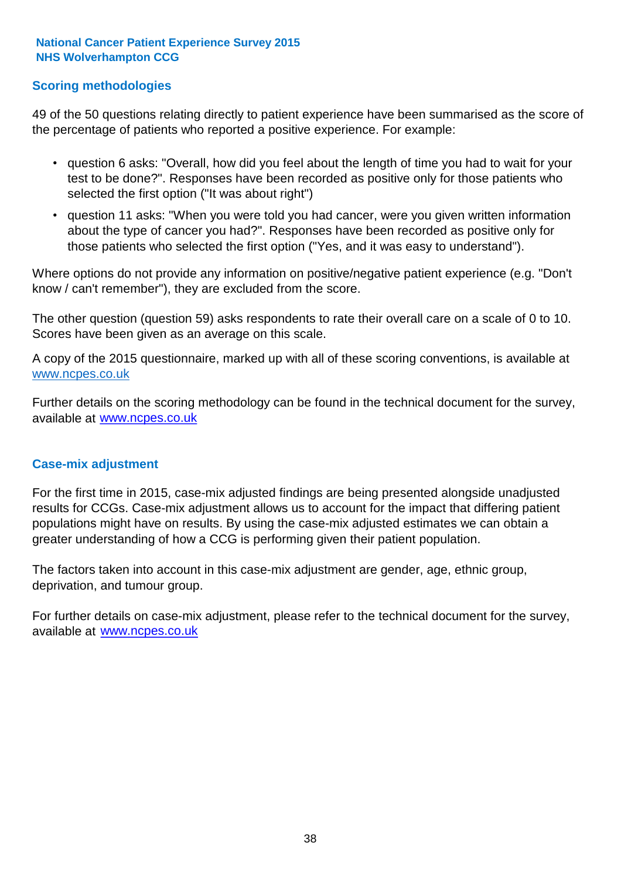National Cancer Patient Experience Survey 2015
NHS Wolverhampton CCG

## Scoring methodologies

49 of the 50 questions relating directly to patient experience have been summarised as the score of the percentage of patients who reported a positive experience. For example:

- question 6 asks: "Overall, how did you feel about the length of time you had to wait for your test to be done?". Responses have been recorded as positive only for those patients who selected the first option ("It was about right")
- question 11 asks: "When you were told you had cancer, were you given written information about the type of cancer you had?". Responses have been recorded as positive only for those patients who selected the first option ("Yes, and it was easy to understand").

Where options do not provide any information on positive/negative patient experience (e.g. "Don't know / can't remember"), they are excluded from the score.

The other question (question 59) asks respondents to rate their overall care on a scale of 0 to 10. Scores have been given as an average on this scale.

A copy of the 2015 questionnaire, marked up with all of these scoring conventions, is available at www.ncpes.co.uk

Further details on the scoring methodology can be found in the technical document for the survey, available at www.ncpes.co.uk

## Case-mix adjustment

For the first time in 2015, case-mix adjusted findings are being presented alongside unadjusted results for CCGs. Case-mix adjustment allows us to account for the impact that differing patient populations might have on results. By using the case-mix adjusted estimates we can obtain a greater understanding of how a CCG is performing given their patient population.

The factors taken into account in this case-mix adjustment are gender, age, ethnic group, deprivation, and tumour group.

For further details on case-mix adjustment, please refer to the technical document for the survey, available at www.ncpes.co.uk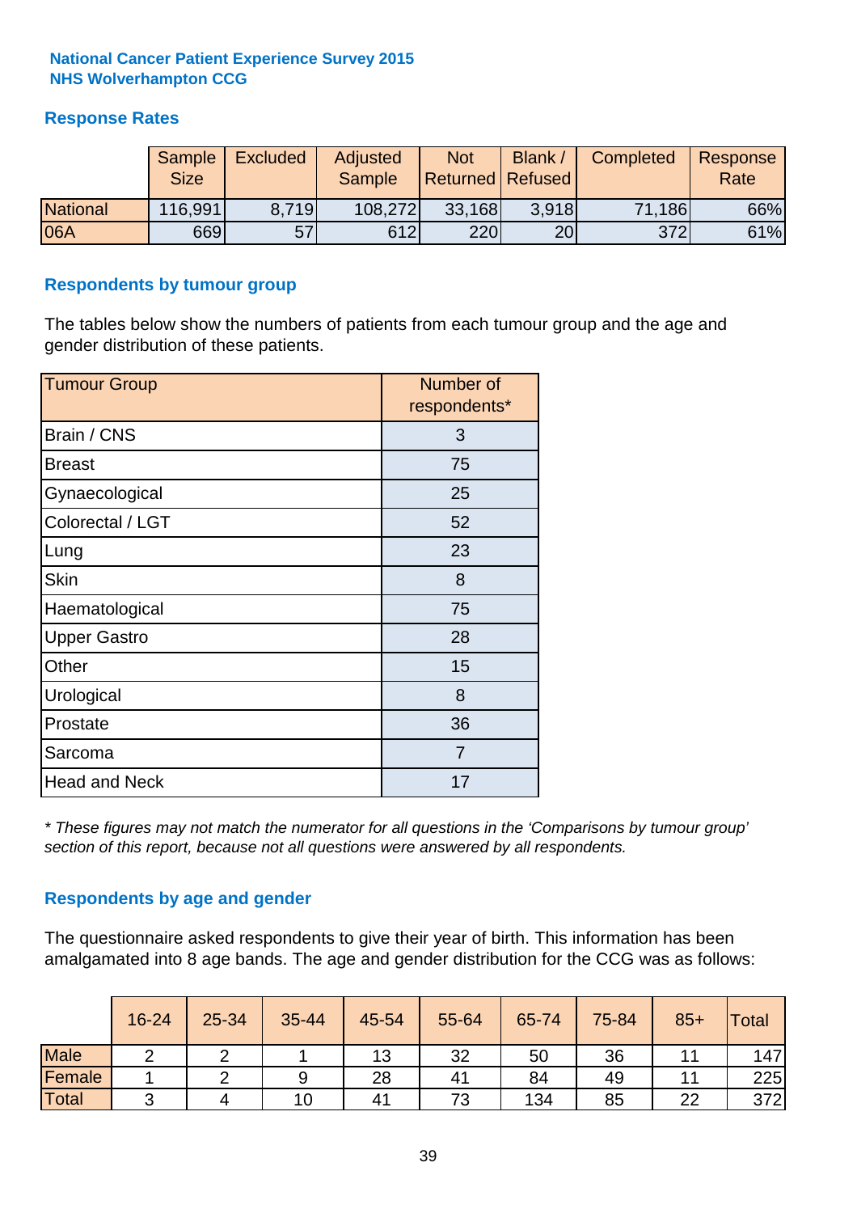**National Cancer Patient Experience Survey 2015**
**NHS Wolverhampton CCG**

## Response Rates

| | Sample Size | Excluded | Adjusted Sample | Not Returned | Blank / Refused | Completed | Response Rate |
|---|---|---|---|---|---|---|---|
| National | 116,991 | 8,719 | 108,272 | 33,168 | 3,918 | 71,186 | 66% |
| 06A | 669 | 57 | 612 | 220 | 20 | 372 | 61% |

## Respondents by tumour group

The tables below show the numbers of patients from each tumour group and the age and gender distribution of these patients.

| Tumour Group | Number of respondents* |
|---|---|
| Brain / CNS | 3 |
| Breast | 75 |
| Gynaecological | 25 |
| Colorectal / LGT | 52 |
| Lung | 23 |
| Skin | 8 |
| Haematological | 75 |
| Upper Gastro | 28 |
| Other | 15 |
| Urological | 8 |
| Prostate | 36 |
| Sarcoma | 7 |
| Head and Neck | 17 |

*\* These figures may not match the numerator for all questions in the 'Comparisons by tumour group' section of this report, because not all questions were answered by all respondents.*

## Respondents by age and gender

The questionnaire asked respondents to give their year of birth. This information has been amalgamated into 8 age bands. The age and gender distribution for the CCG was as follows:

| | 16-24 | 25-34 | 35-44 | 45-54 | 55-64 | 65-74 | 75-84 | 85+ | Total |
|---|---|---|---|---|---|---|---|---|---|
| Male | 2 | 2 | 1 | 13 | 32 | 50 | 36 | 11 | 147 |
| Female | 1 | 2 | 9 | 28 | 41 | 84 | 49 | 11 | 225 |
| Total | 3 | 4 | 10 | 41 | 73 | 134 | 85 | 22 | 372 |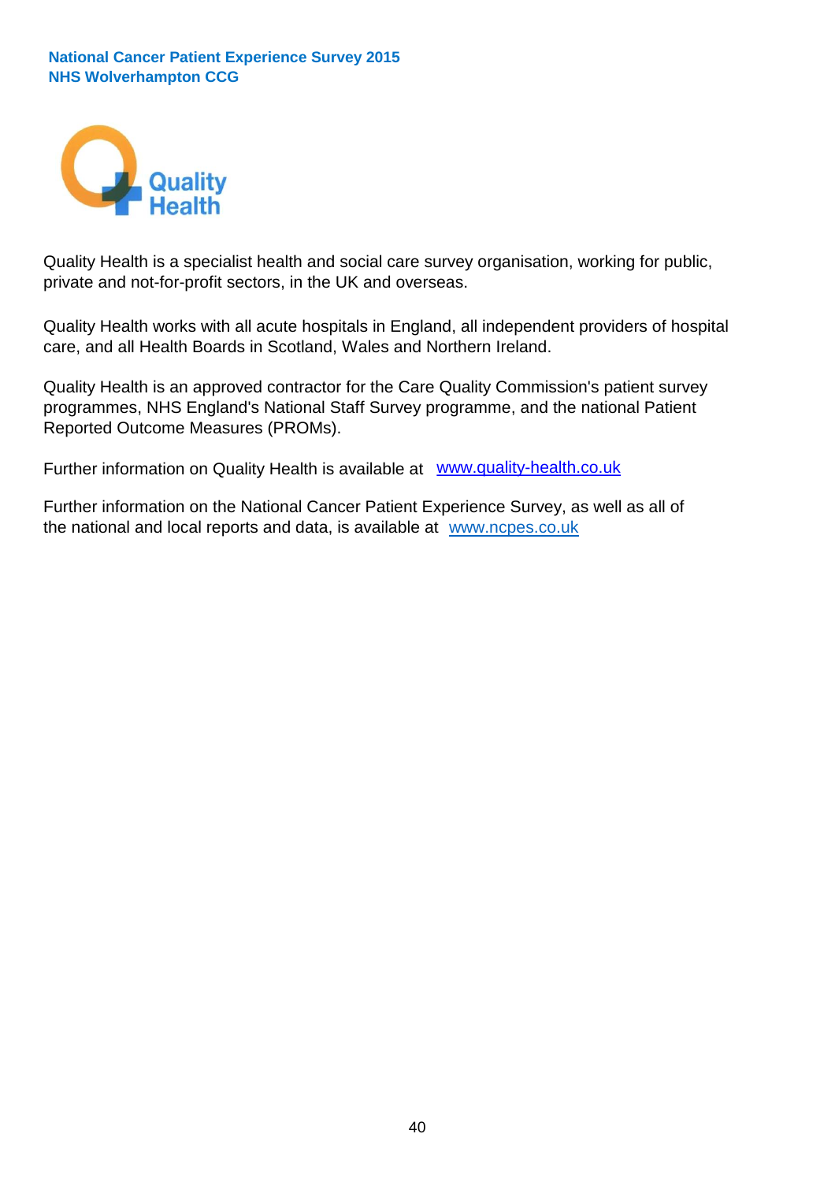Quality Health is a specialist health and social care survey organisation, working for public, private and not-for-profit sectors, in the UK and overseas.

Quality Health works with all acute hospitals in England, all independent providers of hospital care, and all Health Boards in Scotland, Wales and Northern Ireland.

Quality Health is an approved contractor for the Care Quality Commission's patient survey programmes, NHS England's National Staff Survey programme, and the national Patient Reported Outcome Measures (PROMs).

Further information on Quality Health is available at [www.quality-health.co.uk](http://www.quality-health.co.uk)

Further information on the National Cancer Patient Experience Survey, as well as all of the national and local reports and data, is available at [www.ncpes.co.uk](http://www.ncpes.co.uk)